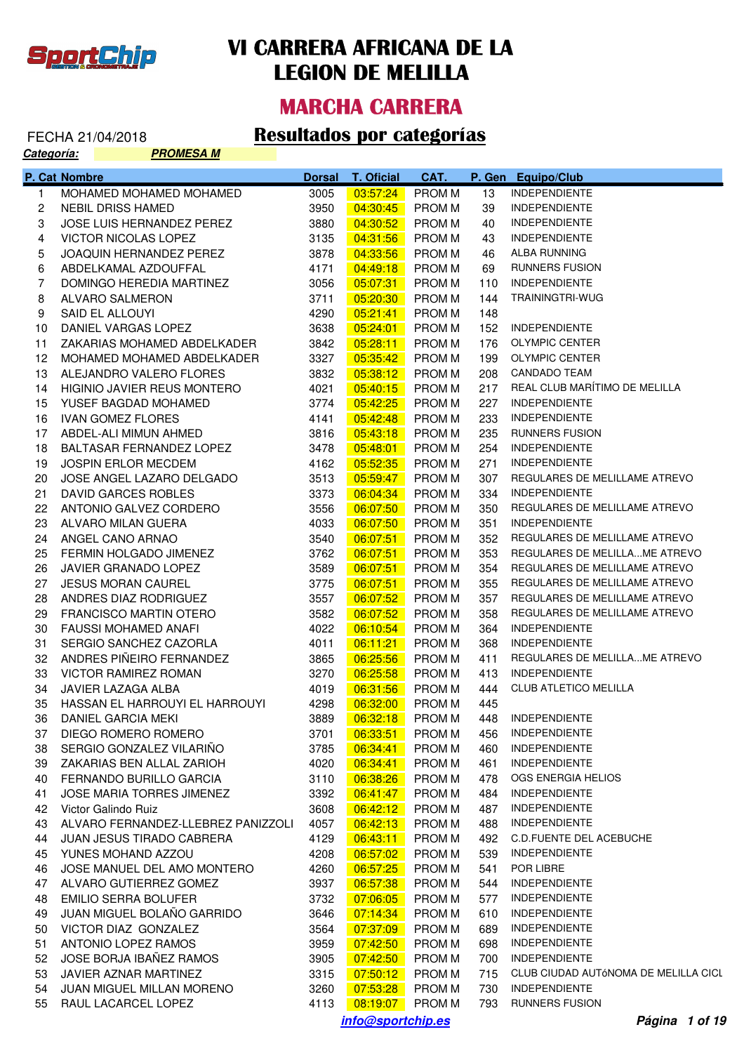# VI CARRERA AFRICANA DE LA LEGION DE MELILLA

## MARCHA CARRERA

FECHA 21/04/2018

## Resultados por categorías

***Categoría:*** ***PROMESA M***

| P. Cat | Nombre | Dorsal | T. Oficial | CAT. | P. Gen | Equipo/Club |
|---|---|---|---|---|---|---|
| 1 | MOHAMED MOHAMED MOHAMED | 3005 | 03:57:24 | PROM M | 13 | INDEPENDIENTE |
| 2 | NEBIL DRISS HAMED | 3950 | 04:30:45 | PROM M | 39 | INDEPENDIENTE |
| 3 | JOSE LUIS HERNANDEZ PEREZ | 3880 | 04:30:52 | PROM M | 40 | INDEPENDIENTE |
| 4 | VICTOR NICOLAS LOPEZ | 3135 | 04:31:56 | PROM M | 43 | INDEPENDIENTE |
| 5 | JOAQUIN HERNANDEZ PEREZ | 3878 | 04:33:56 | PROM M | 46 | ALBA RUNNING |
| 6 | ABDELKAMAL AZDOUFFAL | 4171 | 04:49:18 | PROM M | 69 | RUNNERS FUSION |
| 7 | DOMINGO HEREDIA MARTINEZ | 3056 | 05:07:31 | PROM M | 110 | INDEPENDIENTE |
| 8 | ALVARO SALMERON | 3711 | 05:20:30 | PROM M | 144 | TRAININGTRI-WUG |
| 9 | SAID EL ALLOUYI | 4290 | 05:21:41 | PROM M | 148 | |
| 10 | DANIEL VARGAS LOPEZ | 3638 | 05:24:01 | PROM M | 152 | INDEPENDIENTE |
| 11 | ZAKARIAS MOHAMED ABDELKADER | 3842 | 05:28:11 | PROM M | 176 | OLYMPIC CENTER |
| 12 | MOHAMED MOHAMED ABDELKADER | 3327 | 05:35:42 | PROM M | 199 | OLYMPIC CENTER |
| 13 | ALEJANDRO VALERO FLORES | 3832 | 05:38:12 | PROM M | 208 | CANDADO TEAM |
| 14 | HIGINIO JAVIER REUS MONTERO | 4021 | 05:40:15 | PROM M | 217 | REAL CLUB MARÍTIMO DE MELILLA |
| 15 | YUSEF BAGDAD MOHAMED | 3774 | 05:42:25 | PROM M | 227 | INDEPENDIENTE |
| 16 | IVAN GOMEZ FLORES | 4141 | 05:42:48 | PROM M | 233 | INDEPENDIENTE |
| 17 | ABDEL-ALI MIMUN AHMED | 3816 | 05:43:18 | PROM M | 235 | RUNNERS FUSION |
| 18 | BALTASAR FERNANDEZ LOPEZ | 3478 | 05:48:01 | PROM M | 254 | INDEPENDIENTE |
| 19 | JOSPIN ERLOR MECDEM | 4162 | 05:52:35 | PROM M | 271 | INDEPENDIENTE |
| 20 | JOSE ANGEL LAZARO DELGADO | 3513 | 05:59:47 | PROM M | 307 | REGULARES DE MELILLAME ATREVO |
| 21 | DAVID GARCES ROBLES | 3373 | 06:04:34 | PROM M | 334 | INDEPENDIENTE |
| 22 | ANTONIO GALVEZ CORDERO | 3556 | 06:07:50 | PROM M | 350 | REGULARES DE MELILLAME ATREVO |
| 23 | ALVARO MILAN GUERA | 4033 | 06:07:50 | PROM M | 351 | INDEPENDIENTE |
| 24 | ANGEL CANO ARNAO | 3540 | 06:07:51 | PROM M | 352 | REGULARES DE MELILLAME ATREVO |
| 25 | FERMIN HOLGADO JIMENEZ | 3762 | 06:07:51 | PROM M | 353 | REGULARES DE MELILLA...ME ATREVO |
| 26 | JAVIER GRANADO LOPEZ | 3589 | 06:07:51 | PROM M | 354 | REGULARES DE MELILLAME ATREVO |
| 27 | JESUS MORAN CAUREL | 3775 | 06:07:51 | PROM M | 355 | REGULARES DE MELILLAME ATREVO |
| 28 | ANDRES DIAZ RODRIGUEZ | 3557 | 06:07:52 | PROM M | 357 | REGULARES DE MELILLAME ATREVO |
| 29 | FRANCISCO MARTIN OTERO | 3582 | 06:07:52 | PROM M | 358 | REGULARES DE MELILLAME ATREVO |
| 30 | FAUSSI MOHAMED ANAFI | 4022 | 06:10:54 | PROM M | 364 | INDEPENDIENTE |
| 31 | SERGIO SANCHEZ CAZORLA | 4011 | 06:11:21 | PROM M | 368 | INDEPENDIENTE |
| 32 | ANDRES PIÑEIRO FERNANDEZ | 3865 | 06:25:56 | PROM M | 411 | REGULARES DE MELILLA...ME ATREVO |
| 33 | VICTOR RAMIREZ ROMAN | 3270 | 06:25:58 | PROM M | 413 | INDEPENDIENTE |
| 34 | JAVIER LAZAGA ALBA | 4019 | 06:31:56 | PROM M | 444 | CLUB ATLETICO MELILLA |
| 35 | HASSAN EL HARROUYI EL HARROUYI | 4298 | 06:32:00 | PROM M | 445 | |
| 36 | DANIEL GARCIA MEKI | 3889 | 06:32:18 | PROM M | 448 | INDEPENDIENTE |
| 37 | DIEGO ROMERO ROMERO | 3701 | 06:33:51 | PROM M | 456 | INDEPENDIENTE |
| 38 | SERGIO GONZALEZ VILARIÑO | 3785 | 06:34:41 | PROM M | 460 | INDEPENDIENTE |
| 39 | ZAKARIAS BEN ALLAL ZARIOH | 4020 | 06:34:41 | PROM M | 461 | INDEPENDIENTE |
| 40 | FERNANDO BURILLO GARCIA | 3110 | 06:38:26 | PROM M | 478 | OGS ENERGIA HELIOS |
| 41 | JOSE MARIA TORRES JIMENEZ | 3392 | 06:41:47 | PROM M | 484 | INDEPENDIENTE |
| 42 | Victor Galindo Ruiz | 3608 | 06:42:12 | PROM M | 487 | INDEPENDIENTE |
| 43 | ALVARO FERNANDEZ-LLEBREZ PANIZZOLI | 4057 | 06:42:13 | PROM M | 488 | INDEPENDIENTE |
| 44 | JUAN JESUS TIRADO CABRERA | 4129 | 06:43:11 | PROM M | 492 | C.D.FUENTE DEL ACEBUCHE |
| 45 | YUNES MOHAND AZZOU | 4208 | 06:57:02 | PROM M | 539 | INDEPENDIENTE |
| 46 | JOSE MANUEL DEL AMO MONTERO | 4260 | 06:57:25 | PROM M | 541 | POR LIBRE |
| 47 | ALVARO GUTIERREZ GOMEZ | 3937 | 06:57:38 | PROM M | 544 | INDEPENDIENTE |
| 48 | EMILIO SERRA BOLUFER | 3732 | 07:06:05 | PROM M | 577 | INDEPENDIENTE |
| 49 | JUAN MIGUEL BOLAÑO GARRIDO | 3646 | 07:14:34 | PROM M | 610 | INDEPENDIENTE |
| 50 | VICTOR DIAZ GONZALEZ | 3564 | 07:37:09 | PROM M | 689 | INDEPENDIENTE |
| 51 | ANTONIO LOPEZ RAMOS | 3959 | 07:42:50 | PROM M | 698 | INDEPENDIENTE |
| 52 | JOSE BORJA IBAÑEZ RAMOS | 3905 | 07:42:50 | PROM M | 700 | INDEPENDIENTE |
| 53 | JAVIER AZNAR MARTINEZ | 3315 | 07:50:12 | PROM M | 715 | CLUB CIUDAD AUTóNOMA DE MELILLA CICL |
| 54 | JUAN MIGUEL MILLAN MORENO | 3260 | 07:53:28 | PROM M | 730 | INDEPENDIENTE |
| 55 | RAUL LACARCEL LOPEZ | 4113 | 08:19:07 | PROM M | 793 | RUNNERS FUSION |

***info@sportchip.es***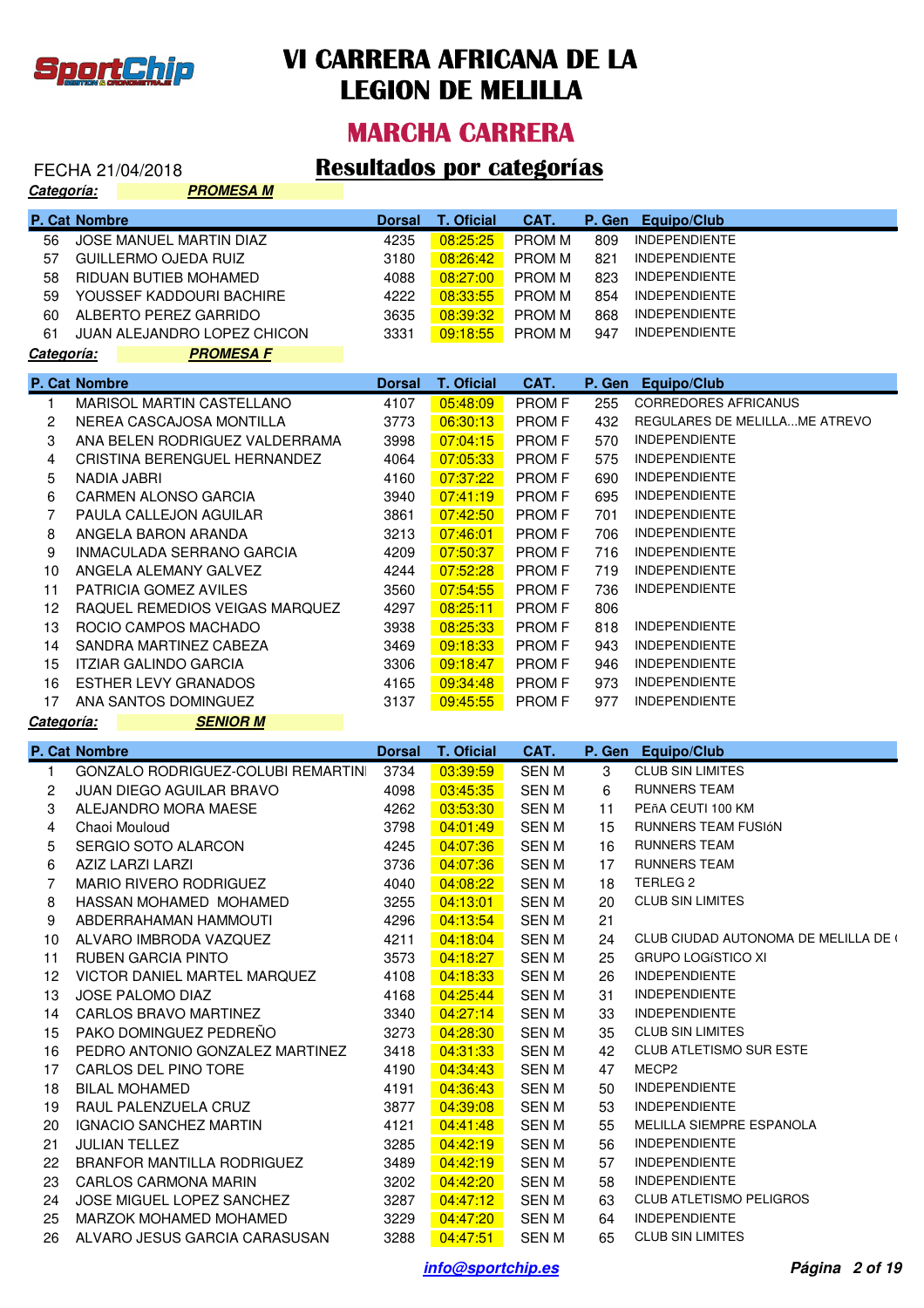# VI CARRERA AFRICANA DE LA LEGION DE MELILLA

## MARCHA CARRERA

FECHA 21/04/2018

## Resultados por categorías

**Categoría:** **PROMESA M**

| P. Cat | Nombre | Dorsal | T. Oficial | CAT. | P. Gen | Equipo/Club |
|---|---|---|---|---|---|---|
| 56 | JOSE MANUEL MARTIN DIAZ | 4235 | 08:25:25 | PROM M | 809 | INDEPENDIENTE |
| 57 | GUILLERMO OJEDA RUIZ | 3180 | 08:26:42 | PROM M | 821 | INDEPENDIENTE |
| 58 | RIDUAN BUTIEB MOHAMED | 4088 | 08:27:00 | PROM M | 823 | INDEPENDIENTE |
| 59 | YOUSSEF KADDOURI BACHIRE | 4222 | 08:33:55 | PROM M | 854 | INDEPENDIENTE |
| 60 | ALBERTO PEREZ GARRIDO | 3635 | 08:39:32 | PROM M | 868 | INDEPENDIENTE |
| 61 | JUAN ALEJANDRO LOPEZ CHICON | 3331 | 09:18:55 | PROM M | 947 | INDEPENDIENTE |

**Categoría:** **PROMESA F**

| P. Cat | Nombre | Dorsal | T. Oficial | CAT. | P. Gen | Equipo/Club |
|---|---|---|---|---|---|---|
| 1 | MARISOL MARTIN CASTELLANO | 4107 | 05:48:09 | PROM F | 255 | CORREDORES AFRICANUS |
| 2 | NEREA CASCAJOSA MONTILLA | 3773 | 06:30:13 | PROM F | 432 | REGULARES DE MELILLA...ME ATREVO |
| 3 | ANA BELEN RODRIGUEZ VALDERRAMA | 3998 | 07:04:15 | PROM F | 570 | INDEPENDIENTE |
| 4 | CRISTINA BERENGUEL HERNANDEZ | 4064 | 07:05:33 | PROM F | 575 | INDEPENDIENTE |
| 5 | NADIA JABRI | 4160 | 07:37:22 | PROM F | 690 | INDEPENDIENTE |
| 6 | CARMEN ALONSO GARCIA | 3940 | 07:41:19 | PROM F | 695 | INDEPENDIENTE |
| 7 | PAULA CALLEJON AGUILAR | 3861 | 07:42:50 | PROM F | 701 | INDEPENDIENTE |
| 8 | ANGELA BARON ARANDA | 3213 | 07:46:01 | PROM F | 706 | INDEPENDIENTE |
| 9 | INMACULADA SERRANO GARCIA | 4209 | 07:50:37 | PROM F | 716 | INDEPENDIENTE |
| 10 | ANGELA ALEMANY GALVEZ | 4244 | 07:52:28 | PROM F | 719 | INDEPENDIENTE |
| 11 | PATRICIA GOMEZ AVILES | 3560 | 07:54:55 | PROM F | 736 | INDEPENDIENTE |
| 12 | RAQUEL REMEDIOS VEIGAS MARQUEZ | 4297 | 08:25:11 | PROM F | 806 | |
| 13 | ROCIO CAMPOS MACHADO | 3938 | 08:25:33 | PROM F | 818 | INDEPENDIENTE |
| 14 | SANDRA MARTINEZ CABEZA | 3469 | 09:18:33 | PROM F | 943 | INDEPENDIENTE |
| 15 | ITZIAR GALINDO GARCIA | 3306 | 09:18:47 | PROM F | 946 | INDEPENDIENTE |
| 16 | ESTHER LEVY GRANADOS | 4165 | 09:34:48 | PROM F | 973 | INDEPENDIENTE |
| 17 | ANA SANTOS DOMINGUEZ | 3137 | 09:45:55 | PROM F | 977 | INDEPENDIENTE |

**Categoría:** **SENIOR M**

| P. Cat | Nombre | Dorsal | T. Oficial | CAT. | P. Gen | Equipo/Club |
|---|---|---|---|---|---|---|
| 1 | GONZALO RODRIGUEZ-COLUBI REMARTIN | 3734 | 03:39:59 | SEN M | 3 | CLUB SIN LIMITES |
| 2 | JUAN DIEGO AGUILAR BRAVO | 4098 | 03:45:35 | SEN M | 6 | RUNNERS TEAM |
| 3 | ALEJANDRO MORA MAESE | 4262 | 03:53:30 | SEN M | 11 | PEñA CEUTI 100 KM |
| 4 | Chaoi Mouloud | 3798 | 04:01:49 | SEN M | 15 | RUNNERS TEAM FUSIóN |
| 5 | SERGIO SOTO ALARCON | 4245 | 04:07:36 | SEN M | 16 | RUNNERS TEAM |
| 6 | AZIZ LARZI LARZI | 3736 | 04:07:36 | SEN M | 17 | RUNNERS TEAM |
| 7 | MARIO RIVERO RODRIGUEZ | 4040 | 04:08:22 | SEN M | 18 | TERLEG 2 |
| 8 | HASSAN MOHAMED MOHAMED | 3255 | 04:13:01 | SEN M | 20 | CLUB SIN LIMITES |
| 9 | ABDERRAHAMAN HAMMOUTI | 4296 | 04:13:54 | SEN M | 21 | |
| 10 | ALVARO IMBRODA VAZQUEZ | 4211 | 04:18:04 | SEN M | 24 | CLUB CIUDAD AUTONOMA DE MELILLA DE ( |
| 11 | RUBEN GARCIA PINTO | 3573 | 04:18:27 | SEN M | 25 | GRUPO LOGíSTICO XI |
| 12 | VICTOR DANIEL MARTEL MARQUEZ | 4108 | 04:18:33 | SEN M | 26 | INDEPENDIENTE |
| 13 | JOSE PALOMO DIAZ | 4168 | 04:25:44 | SEN M | 31 | INDEPENDIENTE |
| 14 | CARLOS BRAVO MARTINEZ | 3340 | 04:27:14 | SEN M | 33 | INDEPENDIENTE |
| 15 | PAKO DOMINGUEZ PEDREÑO | 3273 | 04:28:30 | SEN M | 35 | CLUB SIN LIMITES |
| 16 | PEDRO ANTONIO GONZALEZ MARTINEZ | 3418 | 04:31:33 | SEN M | 42 | CLUB ATLETISMO SUR ESTE |
| 17 | CARLOS DEL PINO TORE | 4190 | 04:34:43 | SEN M | 47 | MECP2 |
| 18 | BILAL MOHAMED | 4191 | 04:36:43 | SEN M | 50 | INDEPENDIENTE |
| 19 | RAUL PALENZUELA CRUZ | 3877 | 04:39:08 | SEN M | 53 | INDEPENDIENTE |
| 20 | IGNACIO SANCHEZ MARTIN | 4121 | 04:41:48 | SEN M | 55 | MELILLA SIEMPRE ESPANOLA |
| 21 | JULIAN TELLEZ | 3285 | 04:42:19 | SEN M | 56 | INDEPENDIENTE |
| 22 | BRANFOR MANTILLA RODRIGUEZ | 3489 | 04:42:19 | SEN M | 57 | INDEPENDIENTE |
| 23 | CARLOS CARMONA MARIN | 3202 | 04:42:20 | SEN M | 58 | INDEPENDIENTE |
| 24 | JOSE MIGUEL LOPEZ SANCHEZ | 3287 | 04:47:12 | SEN M | 63 | CLUB ATLETISMO PELIGROS |
| 25 | MARZOK MOHAMED MOHAMED | 3229 | 04:47:20 | SEN M | 64 | INDEPENDIENTE |
| 26 | ALVARO JESUS GARCIA CARASUSAN | 3288 | 04:47:51 | SEN M | 65 | CLUB SIN LIMITES |

info@sportchip.es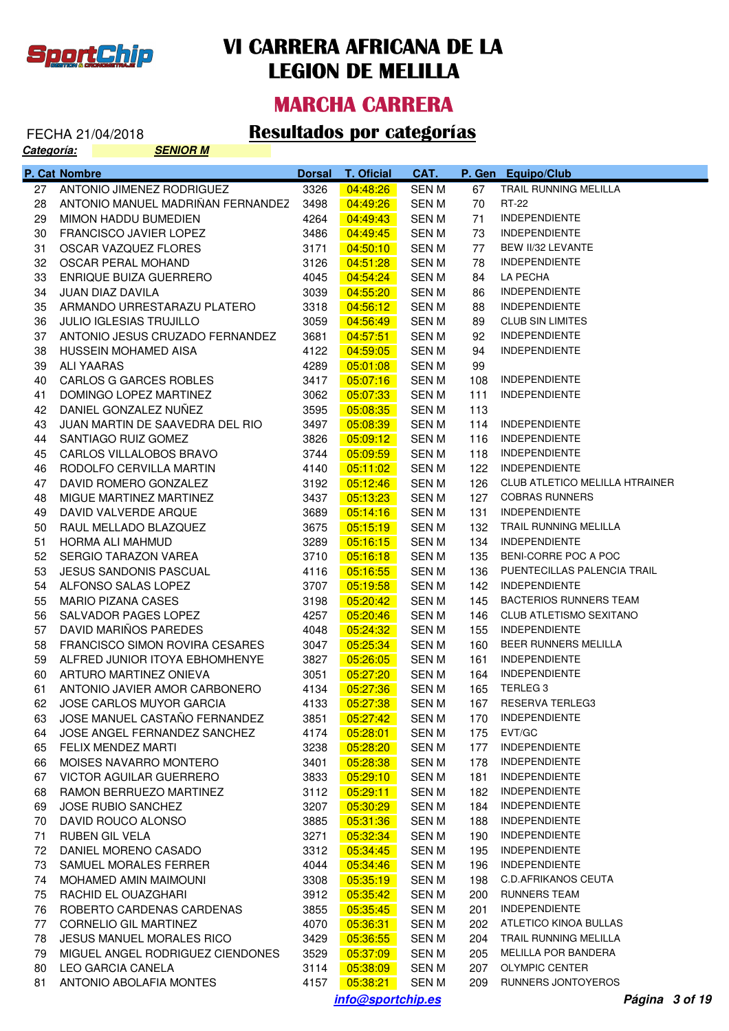# VI CARRERA AFRICANA DE LA LEGION DE MELILLA

## MARCHA CARRERA

FECHA 21/04/2018

## Resultados por categorías

***Categoría:*** ***SENIOR M***

| P. Cat | Nombre | Dorsal | T. Oficial | CAT. | P. Gen | Equipo/Club |
|---|---|---|---|---|---|---|
| 27 | ANTONIO JIMENEZ RODRIGUEZ | 3326 | 04:48:26 | SEN M | 67 | TRAIL RUNNING MELILLA |
| 28 | ANTONIO MANUEL MADRIÑAN FERNANDEZ | 3498 | 04:49:26 | SEN M | 70 | RT-22 |
| 29 | MIMON HADDU BUMEDIEN | 4264 | 04:49:43 | SEN M | 71 | INDEPENDIENTE |
| 30 | FRANCISCO JAVIER LOPEZ | 3486 | 04:49:45 | SEN M | 73 | INDEPENDIENTE |
| 31 | OSCAR VAZQUEZ FLORES | 3171 | 04:50:10 | SEN M | 77 | BEW II/32 LEVANTE |
| 32 | OSCAR PERAL MOHAND | 3126 | 04:51:28 | SEN M | 78 | INDEPENDIENTE |
| 33 | ENRIQUE BUIZA GUERRERO | 4045 | 04:54:24 | SEN M | 84 | LA PECHA |
| 34 | JUAN DIAZ DAVILA | 3039 | 04:55:20 | SEN M | 86 | INDEPENDIENTE |
| 35 | ARMANDO URRESTARAZU PLATERO | 3318 | 04:56:12 | SEN M | 88 | INDEPENDIENTE |
| 36 | JULIO IGLESIAS TRUJILLO | 3059 | 04:56:49 | SEN M | 89 | CLUB SIN LIMITES |
| 37 | ANTONIO JESUS CRUZADO FERNANDEZ | 3681 | 04:57:51 | SEN M | 92 | INDEPENDIENTE |
| 38 | HUSSEIN MOHAMED AISA | 4122 | 04:59:05 | SEN M | 94 | INDEPENDIENTE |
| 39 | ALI YAARAS | 4289 | 05:01:08 | SEN M | 99 | |
| 40 | CARLOS G GARCES ROBLES | 3417 | 05:07:16 | SEN M | 108 | INDEPENDIENTE |
| 41 | DOMINGO LOPEZ MARTINEZ | 3062 | 05:07:33 | SEN M | 111 | INDEPENDIENTE |
| 42 | DANIEL GONZALEZ NUÑEZ | 3595 | 05:08:35 | SEN M | 113 | |
| 43 | JUAN MARTIN DE SAAVEDRA DEL RIO | 3497 | 05:08:39 | SEN M | 114 | INDEPENDIENTE |
| 44 | SANTIAGO RUIZ GOMEZ | 3826 | 05:09:12 | SEN M | 116 | INDEPENDIENTE |
| 45 | CARLOS VILLALOBOS BRAVO | 3744 | 05:09:59 | SEN M | 118 | INDEPENDIENTE |
| 46 | RODOLFO CERVILLA MARTIN | 4140 | 05:11:02 | SEN M | 122 | INDEPENDIENTE |
| 47 | DAVID ROMERO GONZALEZ | 3192 | 05:12:46 | SEN M | 126 | CLUB ATLETICO MELILLA HTRAINER |
| 48 | MIGUE MARTINEZ MARTINEZ | 3437 | 05:13:23 | SEN M | 127 | COBRAS RUNNERS |
| 49 | DAVID VALVERDE ARQUE | 3689 | 05:14:16 | SEN M | 131 | INDEPENDIENTE |
| 50 | RAUL MELLADO BLAZQUEZ | 3675 | 05:15:19 | SEN M | 132 | TRAIL RUNNING MELILLA |
| 51 | HORMA ALI MAHMUD | 3289 | 05:16:15 | SEN M | 134 | INDEPENDIENTE |
| 52 | SERGIO TARAZON VAREA | 3710 | 05:16:18 | SEN M | 135 | BENI-CORRE POC A POC |
| 53 | JESUS SANDONIS PASCUAL | 4116 | 05:16:55 | SEN M | 136 | PUENTECILLAS PALENCIA TRAIL |
| 54 | ALFONSO SALAS LOPEZ | 3707 | 05:19:58 | SEN M | 142 | INDEPENDIENTE |
| 55 | MARIO PIZANA CASES | 3198 | 05:20:42 | SEN M | 145 | BACTERIOS RUNNERS TEAM |
| 56 | SALVADOR PAGES LOPEZ | 4257 | 05:20:46 | SEN M | 146 | CLUB ATLETISMO SEXITANO |
| 57 | DAVID MARIÑOS PAREDES | 4048 | 05:24:32 | SEN M | 155 | INDEPENDIENTE |
| 58 | FRANCISCO SIMON ROVIRA CESARES | 3047 | 05:25:34 | SEN M | 160 | BEER RUNNERS MELILLA |
| 59 | ALFRED JUNIOR ITOYA EBHOMHENYE | 3827 | 05:26:05 | SEN M | 161 | INDEPENDIENTE |
| 60 | ARTURO MARTINEZ ONIEVA | 3051 | 05:27:20 | SEN M | 164 | INDEPENDIENTE |
| 61 | ANTONIO JAVIER AMOR CARBONERO | 4134 | 05:27:36 | SEN M | 165 | TERLEG 3 |
| 62 | JOSE CARLOS MUYOR GARCIA | 4133 | 05:27:38 | SEN M | 167 | RESERVA TERLEG3 |
| 63 | JOSE MANUEL CASTAÑO FERNANDEZ | 3851 | 05:27:42 | SEN M | 170 | INDEPENDIENTE |
| 64 | JOSE ANGEL FERNANDEZ SANCHEZ | 4174 | 05:28:01 | SEN M | 175 | EVT/GC |
| 65 | FELIX MENDEZ MARTI | 3238 | 05:28:20 | SEN M | 177 | INDEPENDIENTE |
| 66 | MOISES NAVARRO MONTERO | 3401 | 05:28:38 | SEN M | 178 | INDEPENDIENTE |
| 67 | VICTOR AGUILAR GUERRERO | 3833 | 05:29:10 | SEN M | 181 | INDEPENDIENTE |
| 68 | RAMON BERRUEZO MARTINEZ | 3112 | 05:29:11 | SEN M | 182 | INDEPENDIENTE |
| 69 | JOSE RUBIO SANCHEZ | 3207 | 05:30:29 | SEN M | 184 | INDEPENDIENTE |
| 70 | DAVID ROUCO ALONSO | 3885 | 05:31:36 | SEN M | 188 | INDEPENDIENTE |
| 71 | RUBEN GIL VELA | 3271 | 05:32:34 | SEN M | 190 | INDEPENDIENTE |
| 72 | DANIEL MORENO CASADO | 3312 | 05:34:45 | SEN M | 195 | INDEPENDIENTE |
| 73 | SAMUEL MORALES FERRER | 4044 | 05:34:46 | SEN M | 196 | INDEPENDIENTE |
| 74 | MOHAMED AMIN MAIMOUNI | 3308 | 05:35:19 | SEN M | 198 | C.D.AFRIKANOS CEUTA |
| 75 | RACHID EL OUAZGHARI | 3912 | 05:35:42 | SEN M | 200 | RUNNERS TEAM |
| 76 | ROBERTO CARDENAS CARDENAS | 3855 | 05:35:45 | SEN M | 201 | INDEPENDIENTE |
| 77 | CORNELIO GIL MARTINEZ | 4070 | 05:36:31 | SEN M | 202 | ATLETICO KINOA BULLAS |
| 78 | JESUS MANUEL MORALES RICO | 3429 | 05:36:55 | SEN M | 204 | TRAIL RUNNING MELILLA |
| 79 | MIGUEL ANGEL RODRIGUEZ CIENDONES | 3529 | 05:37:09 | SEN M | 205 | MELILLA POR BANDERA |
| 80 | LEO GARCIA CANELA | 3114 | 05:38:09 | SEN M | 207 | OLYMPIC CENTER |
| 81 | ANTONIO ABOLAFIA MONTES | 4157 | 05:38:21 | SEN M | 209 | RUNNERS JONTOYEROS |

***info@sportchip.es***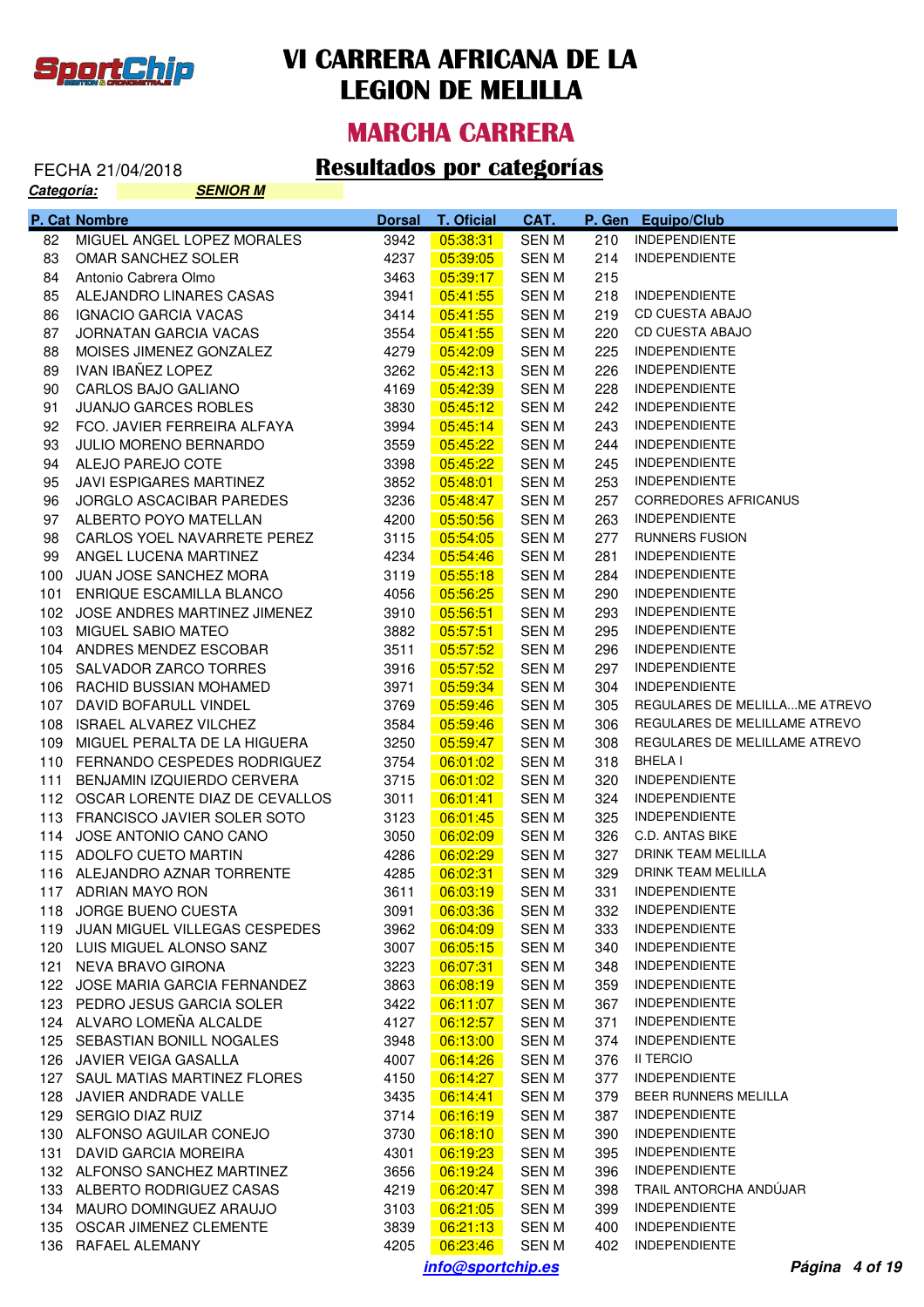# VI CARRERA AFRICANA DE LA LEGION DE MELILLA

## MARCHA CARRERA

FECHA 21/04/2018

## Resultados por categorías

***Categoría:*** ***SENIOR M***

| P. Cat | Nombre | Dorsal | T. Oficial | CAT. | P. Gen | Equipo/Club |
|---|---|---|---|---|---|---|
| 82 | MIGUEL ANGEL LOPEZ MORALES | 3942 | 05:38:31 | SEN M | 210 | INDEPENDIENTE |
| 83 | OMAR SANCHEZ SOLER | 4237 | 05:39:05 | SEN M | 214 | INDEPENDIENTE |
| 84 | Antonio Cabrera Olmo | 3463 | 05:39:17 | SEN M | 215 | |
| 85 | ALEJANDRO LINARES CASAS | 3941 | 05:41:55 | SEN M | 218 | INDEPENDIENTE |
| 86 | IGNACIO GARCIA VACAS | 3414 | 05:41:55 | SEN M | 219 | CD CUESTA ABAJO |
| 87 | JORNATAN GARCIA VACAS | 3554 | 05:41:55 | SEN M | 220 | CD CUESTA ABAJO |
| 88 | MOISES JIMENEZ GONZALEZ | 4279 | 05:42:09 | SEN M | 225 | INDEPENDIENTE |
| 89 | IVAN IBAÑEZ LOPEZ | 3262 | 05:42:13 | SEN M | 226 | INDEPENDIENTE |
| 90 | CARLOS BAJO GALIANO | 4169 | 05:42:39 | SEN M | 228 | INDEPENDIENTE |
| 91 | JUANJO GARCES ROBLES | 3830 | 05:45:12 | SEN M | 242 | INDEPENDIENTE |
| 92 | FCO. JAVIER FERREIRA ALFAYA | 3994 | 05:45:14 | SEN M | 243 | INDEPENDIENTE |
| 93 | JULIO MORENO BERNARDO | 3559 | 05:45:22 | SEN M | 244 | INDEPENDIENTE |
| 94 | ALEJO PAREJO COTE | 3398 | 05:45:22 | SEN M | 245 | INDEPENDIENTE |
| 95 | JAVI ESPIGARES MARTINEZ | 3852 | 05:48:01 | SEN M | 253 | INDEPENDIENTE |
| 96 | JORGLO ASCACIBAR PAREDES | 3236 | 05:48:47 | SEN M | 257 | CORREDORES AFRICANUS |
| 97 | ALBERTO POYO MATELLAN | 4200 | 05:50:56 | SEN M | 263 | INDEPENDIENTE |
| 98 | CARLOS YOEL NAVARRETE PEREZ | 3115 | 05:54:05 | SEN M | 277 | RUNNERS FUSION |
| 99 | ANGEL LUCENA MARTINEZ | 4234 | 05:54:46 | SEN M | 281 | INDEPENDIENTE |
| 100 | JUAN JOSE SANCHEZ MORA | 3119 | 05:55:18 | SEN M | 284 | INDEPENDIENTE |
| 101 | ENRIQUE ESCAMILLA BLANCO | 4056 | 05:56:25 | SEN M | 290 | INDEPENDIENTE |
| 102 | JOSE ANDRES MARTINEZ JIMENEZ | 3910 | 05:56:51 | SEN M | 293 | INDEPENDIENTE |
| 103 | MIGUEL SABIO MATEO | 3882 | 05:57:51 | SEN M | 295 | INDEPENDIENTE |
| 104 | ANDRES MENDEZ ESCOBAR | 3511 | 05:57:52 | SEN M | 296 | INDEPENDIENTE |
| 105 | SALVADOR ZARCO TORRES | 3916 | 05:57:52 | SEN M | 297 | INDEPENDIENTE |
| 106 | RACHID BUSSIAN MOHAMED | 3971 | 05:59:34 | SEN M | 304 | INDEPENDIENTE |
| 107 | DAVID BOFARULL VINDEL | 3769 | 05:59:46 | SEN M | 305 | REGULARES DE MELILLA...ME ATREVO |
| 108 | ISRAEL ALVAREZ VILCHEZ | 3584 | 05:59:46 | SEN M | 306 | REGULARES DE MELILLAME ATREVO |
| 109 | MIGUEL PERALTA DE LA HIGUERA | 3250 | 05:59:47 | SEN M | 308 | REGULARES DE MELILLAME ATREVO |
| 110 | FERNANDO CESPEDES RODRIGUEZ | 3754 | 06:01:02 | SEN M | 318 | BHELA I |
| 111 | BENJAMIN IZQUIERDO CERVERA | 3715 | 06:01:02 | SEN M | 320 | INDEPENDIENTE |
| 112 | OSCAR LORENTE DIAZ DE CEVALLOS | 3011 | 06:01:41 | SEN M | 324 | INDEPENDIENTE |
| 113 | FRANCISCO JAVIER SOLER SOTO | 3123 | 06:01:45 | SEN M | 325 | INDEPENDIENTE |
| 114 | JOSE ANTONIO CANO CANO | 3050 | 06:02:09 | SEN M | 326 | C.D. ANTAS BIKE |
| 115 | ADOLFO CUETO MARTIN | 4286 | 06:02:29 | SEN M | 327 | DRINK TEAM MELILLA |
| 116 | ALEJANDRO AZNAR TORRENTE | 4285 | 06:02:31 | SEN M | 329 | DRINK TEAM MELILLA |
| 117 | ADRIAN MAYO RON | 3611 | 06:03:19 | SEN M | 331 | INDEPENDIENTE |
| 118 | JORGE BUENO CUESTA | 3091 | 06:03:36 | SEN M | 332 | INDEPENDIENTE |
| 119 | JUAN MIGUEL VILLEGAS CESPEDES | 3962 | 06:04:09 | SEN M | 333 | INDEPENDIENTE |
| 120 | LUIS MIGUEL ALONSO SANZ | 3007 | 06:05:15 | SEN M | 340 | INDEPENDIENTE |
| 121 | NEVA BRAVO GIRONA | 3223 | 06:07:31 | SEN M | 348 | INDEPENDIENTE |
| 122 | JOSE MARIA GARCIA FERNANDEZ | 3863 | 06:08:19 | SEN M | 359 | INDEPENDIENTE |
| 123 | PEDRO JESUS GARCIA SOLER | 3422 | 06:11:07 | SEN M | 367 | INDEPENDIENTE |
| 124 | ALVARO LOMEÑA ALCALDE | 4127 | 06:12:57 | SEN M | 371 | INDEPENDIENTE |
| 125 | SEBASTIAN BONILL NOGALES | 3948 | 06:13:00 | SEN M | 374 | INDEPENDIENTE |
| 126 | JAVIER VEIGA GASALLA | 4007 | 06:14:26 | SEN M | 376 | II TERCIO |
| 127 | SAUL MATIAS MARTINEZ FLORES | 4150 | 06:14:27 | SEN M | 377 | INDEPENDIENTE |
| 128 | JAVIER ANDRADE VALLE | 3435 | 06:14:41 | SEN M | 379 | BEER RUNNERS MELILLA |
| 129 | SERGIO DIAZ RUIZ | 3714 | 06:16:19 | SEN M | 387 | INDEPENDIENTE |
| 130 | ALFONSO AGUILAR CONEJO | 3730 | 06:18:10 | SEN M | 390 | INDEPENDIENTE |
| 131 | DAVID GARCIA MOREIRA | 4301 | 06:19:23 | SEN M | 395 | INDEPENDIENTE |
| 132 | ALFONSO SANCHEZ MARTINEZ | 3656 | 06:19:24 | SEN M | 396 | INDEPENDIENTE |
| 133 | ALBERTO RODRIGUEZ CASAS | 4219 | 06:20:47 | SEN M | 398 | TRAIL ANTORCHA ANDÚJAR |
| 134 | MAURO DOMINGUEZ ARAUJO | 3103 | 06:21:05 | SEN M | 399 | INDEPENDIENTE |
| 135 | OSCAR JIMENEZ CLEMENTE | 3839 | 06:21:13 | SEN M | 400 | INDEPENDIENTE |
| 136 | RAFAEL ALEMANY | 4205 | 06:23:46 | SEN M | 402 | INDEPENDIENTE |

***info@sportchip.es***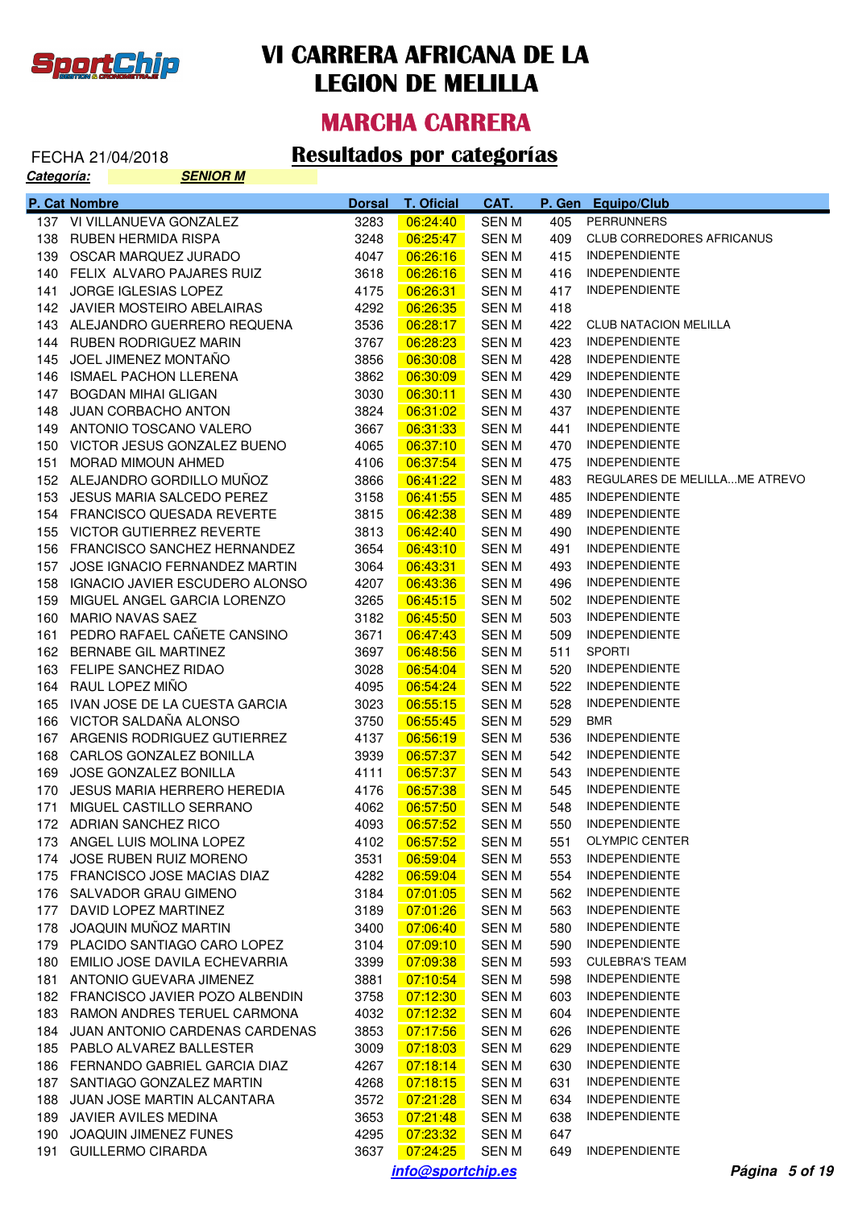# VI CARRERA AFRICANA DE LA LEGION DE MELILLA

## MARCHA CARRERA

FECHA 21/04/2018

## Resultados por categorías

***Categoría:*** ***SENIOR M***

| P. Cat | Nombre | Dorsal | T. Oficial | CAT. | P. Gen | Equipo/Club |
|---|---|---|---|---|---|---|
| 137 | VI VILLANUEVA GONZALEZ | 3283 | 06:24:40 | SEN M | 405 | PERRUNNERS |
| 138 | RUBEN HERMIDA RISPA | 3248 | 06:25:47 | SEN M | 409 | CLUB CORREDORES AFRICANUS |
| 139 | OSCAR MARQUEZ JURADO | 4047 | 06:26:16 | SEN M | 415 | INDEPENDIENTE |
| 140 | FELIX ALVARO PAJARES RUIZ | 3618 | 06:26:16 | SEN M | 416 | INDEPENDIENTE |
| 141 | JORGE IGLESIAS LOPEZ | 4175 | 06:26:31 | SEN M | 417 | INDEPENDIENTE |
| 142 | JAVIER MOSTEIRO ABELAIRAS | 4292 | 06:26:35 | SEN M | 418 | |
| 143 | ALEJANDRO GUERRERO REQUENA | 3536 | 06:28:17 | SEN M | 422 | CLUB NATACION MELILLA |
| 144 | RUBEN RODRIGUEZ MARIN | 3767 | 06:28:23 | SEN M | 423 | INDEPENDIENTE |
| 145 | JOEL JIMENEZ MONTAÑO | 3856 | 06:30:08 | SEN M | 428 | INDEPENDIENTE |
| 146 | ISMAEL PACHON LLERENA | 3862 | 06:30:09 | SEN M | 429 | INDEPENDIENTE |
| 147 | BOGDAN MIHAI GLIGAN | 3030 | 06:30:11 | SEN M | 430 | INDEPENDIENTE |
| 148 | JUAN CORBACHO ANTON | 3824 | 06:31:02 | SEN M | 437 | INDEPENDIENTE |
| 149 | ANTONIO TOSCANO VALERO | 3667 | 06:31:33 | SEN M | 441 | INDEPENDIENTE |
| 150 | VICTOR JESUS GONZALEZ BUENO | 4065 | 06:37:10 | SEN M | 470 | INDEPENDIENTE |
| 151 | MORAD MIMOUN AHMED | 4106 | 06:37:54 | SEN M | 475 | INDEPENDIENTE |
| 152 | ALEJANDRO GORDILLO MUÑOZ | 3866 | 06:41:22 | SEN M | 483 | REGULARES DE MELILLA...ME ATREVO |
| 153 | JESUS MARIA SALCEDO PEREZ | 3158 | 06:41:55 | SEN M | 485 | INDEPENDIENTE |
| 154 | FRANCISCO QUESADA REVERTE | 3815 | 06:42:38 | SEN M | 489 | INDEPENDIENTE |
| 155 | VICTOR GUTIERREZ REVERTE | 3813 | 06:42:40 | SEN M | 490 | INDEPENDIENTE |
| 156 | FRANCISCO SANCHEZ HERNANDEZ | 3654 | 06:43:10 | SEN M | 491 | INDEPENDIENTE |
| 157 | JOSE IGNACIO FERNANDEZ MARTIN | 3064 | 06:43:31 | SEN M | 493 | INDEPENDIENTE |
| 158 | IGNACIO JAVIER ESCUDERO ALONSO | 4207 | 06:43:36 | SEN M | 496 | INDEPENDIENTE |
| 159 | MIGUEL ANGEL GARCIA LORENZO | 3265 | 06:45:15 | SEN M | 502 | INDEPENDIENTE |
| 160 | MARIO NAVAS SAEZ | 3182 | 06:45:50 | SEN M | 503 | INDEPENDIENTE |
| 161 | PEDRO RAFAEL CAÑETE CANSINO | 3671 | 06:47:43 | SEN M | 509 | INDEPENDIENTE |
| 162 | BERNABE GIL MARTINEZ | 3697 | 06:48:56 | SEN M | 511 | SPORTI |
| 163 | FELIPE SANCHEZ RIDAO | 3028 | 06:54:04 | SEN M | 520 | INDEPENDIENTE |
| 164 | RAUL LOPEZ MIÑO | 4095 | 06:54:24 | SEN M | 522 | INDEPENDIENTE |
| 165 | IVAN JOSE DE LA CUESTA GARCIA | 3023 | 06:55:15 | SEN M | 528 | INDEPENDIENTE |
| 166 | VICTOR SALDAÑA ALONSO | 3750 | 06:55:45 | SEN M | 529 | BMR |
| 167 | ARGENIS RODRIGUEZ GUTIERREZ | 4137 | 06:56:19 | SEN M | 536 | INDEPENDIENTE |
| 168 | CARLOS GONZALEZ BONILLA | 3939 | 06:57:37 | SEN M | 542 | INDEPENDIENTE |
| 169 | JOSE GONZALEZ BONILLA | 4111 | 06:57:37 | SEN M | 543 | INDEPENDIENTE |
| 170 | JESUS MARIA HERRERO HEREDIA | 4176 | 06:57:38 | SEN M | 545 | INDEPENDIENTE |
| 171 | MIGUEL CASTILLO SERRANO | 4062 | 06:57:50 | SEN M | 548 | INDEPENDIENTE |
| 172 | ADRIAN SANCHEZ RICO | 4093 | 06:57:52 | SEN M | 550 | INDEPENDIENTE |
| 173 | ANGEL LUIS MOLINA LOPEZ | 4102 | 06:57:52 | SEN M | 551 | OLYMPIC CENTER |
| 174 | JOSE RUBEN RUIZ MORENO | 3531 | 06:59:04 | SEN M | 553 | INDEPENDIENTE |
| 175 | FRANCISCO JOSE MACIAS DIAZ | 4282 | 06:59:04 | SEN M | 554 | INDEPENDIENTE |
| 176 | SALVADOR GRAU GIMENO | 3184 | 07:01:05 | SEN M | 562 | INDEPENDIENTE |
| 177 | DAVID LOPEZ MARTINEZ | 3189 | 07:01:26 | SEN M | 563 | INDEPENDIENTE |
| 178 | JOAQUIN MUÑOZ MARTIN | 3400 | 07:06:40 | SEN M | 580 | INDEPENDIENTE |
| 179 | PLACIDO SANTIAGO CARO LOPEZ | 3104 | 07:09:10 | SEN M | 590 | INDEPENDIENTE |
| 180 | EMILIO JOSE DAVILA ECHEVARRIA | 3399 | 07:09:38 | SEN M | 593 | CULEBRA'S TEAM |
| 181 | ANTONIO GUEVARA JIMENEZ | 3881 | 07:10:54 | SEN M | 598 | INDEPENDIENTE |
| 182 | FRANCISCO JAVIER POZO ALBENDIN | 3758 | 07:12:30 | SEN M | 603 | INDEPENDIENTE |
| 183 | RAMON ANDRES TERUEL CARMONA | 4032 | 07:12:32 | SEN M | 604 | INDEPENDIENTE |
| 184 | JUAN ANTONIO CARDENAS CARDENAS | 3853 | 07:17:56 | SEN M | 626 | INDEPENDIENTE |
| 185 | PABLO ALVAREZ BALLESTER | 3009 | 07:18:03 | SEN M | 629 | INDEPENDIENTE |
| 186 | FERNANDO GABRIEL GARCIA DIAZ | 4267 | 07:18:14 | SEN M | 630 | INDEPENDIENTE |
| 187 | SANTIAGO GONZALEZ MARTIN | 4268 | 07:18:15 | SEN M | 631 | INDEPENDIENTE |
| 188 | JUAN JOSE MARTIN ALCANTARA | 3572 | 07:21:28 | SEN M | 634 | INDEPENDIENTE |
| 189 | JAVIER AVILES MEDINA | 3653 | 07:21:48 | SEN M | 638 | INDEPENDIENTE |
| 190 | JOAQUIN JIMENEZ FUNES | 4295 | 07:23:32 | SEN M | 647 | |
| 191 | GUILLERMO CIRARDA | 3637 | 07:24:25 | SEN M | 649 | INDEPENDIENTE |

info@sportchip.es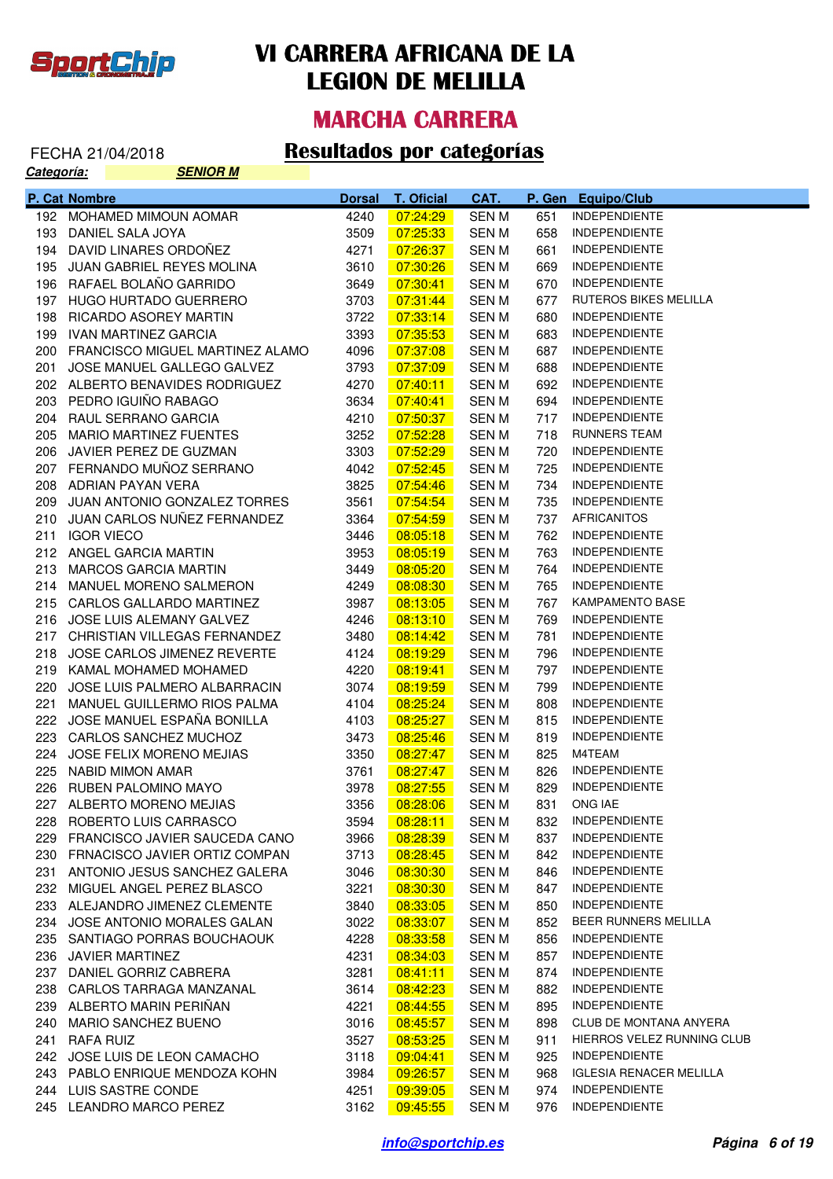# VI CARRERA AFRICANA DE LA LEGION DE MELILLA

## MARCHA CARRERA

FECHA 21/04/2018

## Resultados por categorías

***Categoría:*** ***SENIOR M***

| P. Cat | Nombre | Dorsal | T. Oficial | CAT. | P. Gen | Equipo/Club |
|---|---|---|---|---|---|---|
| 192 | MOHAMED MIMOUN AOMAR | 4240 | 07:24:29 | SEN M | 651 | INDEPENDIENTE |
| 193 | DANIEL SALA JOYA | 3509 | 07:25:33 | SEN M | 658 | INDEPENDIENTE |
| 194 | DAVID LINARES ORDOÑEZ | 4271 | 07:26:37 | SEN M | 661 | INDEPENDIENTE |
| 195 | JUAN GABRIEL REYES MOLINA | 3610 | 07:30:26 | SEN M | 669 | INDEPENDIENTE |
| 196 | RAFAEL BOLAÑO GARRIDO | 3649 | 07:30:41 | SEN M | 670 | INDEPENDIENTE |
| 197 | HUGO HURTADO GUERRERO | 3703 | 07:31:44 | SEN M | 677 | RUTEROS BIKES MELILLA |
| 198 | RICARDO ASOREY MARTIN | 3722 | 07:33:14 | SEN M | 680 | INDEPENDIENTE |
| 199 | IVAN MARTINEZ GARCIA | 3393 | 07:35:53 | SEN M | 683 | INDEPENDIENTE |
| 200 | FRANCISCO MIGUEL MARTINEZ ALAMO | 4096 | 07:37:08 | SEN M | 687 | INDEPENDIENTE |
| 201 | JOSE MANUEL GALLEGO GALVEZ | 3793 | 07:37:09 | SEN M | 688 | INDEPENDIENTE |
| 202 | ALBERTO BENAVIDES RODRIGUEZ | 4270 | 07:40:11 | SEN M | 692 | INDEPENDIENTE |
| 203 | PEDRO IGUIÑO RABAGO | 3634 | 07:40:41 | SEN M | 694 | INDEPENDIENTE |
| 204 | RAUL SERRANO GARCIA | 4210 | 07:50:37 | SEN M | 717 | INDEPENDIENTE |
| 205 | MARIO MARTINEZ FUENTES | 3252 | 07:52:28 | SEN M | 718 | RUNNERS TEAM |
| 206 | JAVIER PEREZ DE GUZMAN | 3303 | 07:52:29 | SEN M | 720 | INDEPENDIENTE |
| 207 | FERNANDO MUÑOZ SERRANO | 4042 | 07:52:45 | SEN M | 725 | INDEPENDIENTE |
| 208 | ADRIAN PAYAN VERA | 3825 | 07:54:46 | SEN M | 734 | INDEPENDIENTE |
| 209 | JUAN ANTONIO GONZALEZ TORRES | 3561 | 07:54:54 | SEN M | 735 | INDEPENDIENTE |
| 210 | JUAN CARLOS NUÑEZ FERNANDEZ | 3364 | 07:54:59 | SEN M | 737 | AFRICANITOS |
| 211 | IGOR VIECO | 3446 | 08:05:18 | SEN M | 762 | INDEPENDIENTE |
| 212 | ANGEL GARCIA MARTIN | 3953 | 08:05:19 | SEN M | 763 | INDEPENDIENTE |
| 213 | MARCOS GARCIA MARTIN | 3449 | 08:05:20 | SEN M | 764 | INDEPENDIENTE |
| 214 | MANUEL MORENO SALMERON | 4249 | 08:08:30 | SEN M | 765 | INDEPENDIENTE |
| 215 | CARLOS GALLARDO MARTINEZ | 3987 | 08:13:05 | SEN M | 767 | KAMPAMENTO BASE |
| 216 | JOSE LUIS ALEMANY GALVEZ | 4246 | 08:13:10 | SEN M | 769 | INDEPENDIENTE |
| 217 | CHRISTIAN VILLEGAS FERNANDEZ | 3480 | 08:14:42 | SEN M | 781 | INDEPENDIENTE |
| 218 | JOSE CARLOS JIMENEZ REVERTE | 4124 | 08:19:29 | SEN M | 796 | INDEPENDIENTE |
| 219 | KAMAL MOHAMED MOHAMED | 4220 | 08:19:41 | SEN M | 797 | INDEPENDIENTE |
| 220 | JOSE LUIS PALMERO ALBARRACIN | 3074 | 08:19:59 | SEN M | 799 | INDEPENDIENTE |
| 221 | MANUEL GUILLERMO RIOS PALMA | 4104 | 08:25:24 | SEN M | 808 | INDEPENDIENTE |
| 222 | JOSE MANUEL ESPAÑA BONILLA | 4103 | 08:25:27 | SEN M | 815 | INDEPENDIENTE |
| 223 | CARLOS SANCHEZ MUCHOZ | 3473 | 08:25:46 | SEN M | 819 | INDEPENDIENTE |
| 224 | JOSE FELIX MORENO MEJIAS | 3350 | 08:27:47 | SEN M | 825 | M4TEAM |
| 225 | NABID MIMON AMAR | 3761 | 08:27:47 | SEN M | 826 | INDEPENDIENTE |
| 226 | RUBEN PALOMINO MAYO | 3978 | 08:27:55 | SEN M | 829 | INDEPENDIENTE |
| 227 | ALBERTO MORENO MEJIAS | 3356 | 08:28:06 | SEN M | 831 | ONG IAE |
| 228 | ROBERTO LUIS CARRASCO | 3594 | 08:28:11 | SEN M | 832 | INDEPENDIENTE |
| 229 | FRANCISCO JAVIER SAUCEDA CANO | 3966 | 08:28:39 | SEN M | 837 | INDEPENDIENTE |
| 230 | FRNACISCO JAVIER ORTIZ COMPAN | 3713 | 08:28:45 | SEN M | 842 | INDEPENDIENTE |
| 231 | ANTONIO JESUS SANCHEZ GALERA | 3046 | 08:30:30 | SEN M | 846 | INDEPENDIENTE |
| 232 | MIGUEL ANGEL PEREZ BLASCO | 3221 | 08:30:30 | SEN M | 847 | INDEPENDIENTE |
| 233 | ALEJANDRO JIMENEZ CLEMENTE | 3840 | 08:33:05 | SEN M | 850 | INDEPENDIENTE |
| 234 | JOSE ANTONIO MORALES GALAN | 3022 | 08:33:07 | SEN M | 852 | BEER RUNNERS MELILLA |
| 235 | SANTIAGO PORRAS BOUCHAOUK | 4228 | 08:33:58 | SEN M | 856 | INDEPENDIENTE |
| 236 | JAVIER MARTINEZ | 4231 | 08:34:03 | SEN M | 857 | INDEPENDIENTE |
| 237 | DANIEL GORRIZ CABRERA | 3281 | 08:41:11 | SEN M | 874 | INDEPENDIENTE |
| 238 | CARLOS TARRAGA MANZANAL | 3614 | 08:42:23 | SEN M | 882 | INDEPENDIENTE |
| 239 | ALBERTO MARIN PERIÑAN | 4221 | 08:44:55 | SEN M | 895 | INDEPENDIENTE |
| 240 | MARIO SANCHEZ BUENO | 3016 | 08:45:57 | SEN M | 898 | CLUB DE MONTANA ANYERA |
| 241 | RAFA RUIZ | 3527 | 08:53:25 | SEN M | 911 | HIERROS VELEZ RUNNING CLUB |
| 242 | JOSE LUIS DE LEON CAMACHO | 3118 | 09:04:41 | SEN M | 925 | INDEPENDIENTE |
| 243 | PABLO ENRIQUE MENDOZA KOHN | 3984 | 09:26:57 | SEN M | 968 | IGLESIA RENACER MELILLA |
| 244 | LUIS SASTRE CONDE | 4251 | 09:39:05 | SEN M | 974 | INDEPENDIENTE |
| 245 | LEANDRO MARCO PEREZ | 3162 | 09:45:55 | SEN M | 976 | INDEPENDIENTE |

info@sportchip.es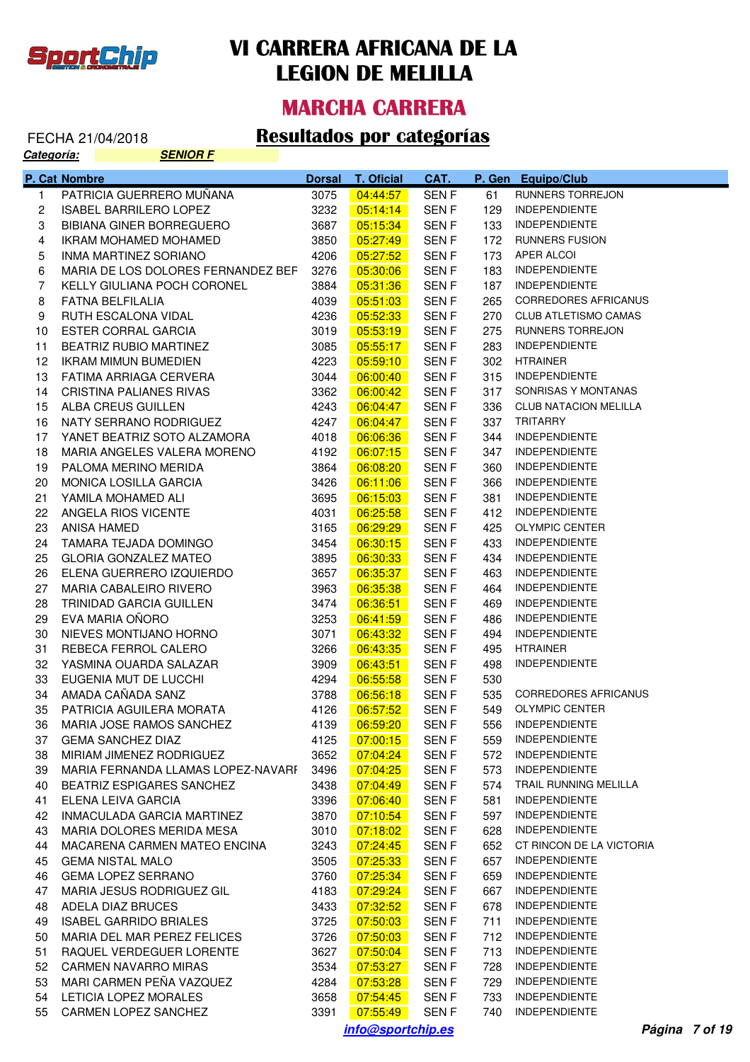# VI CARRERA AFRICANA DE LA LEGION DE MELILLA

## MARCHA CARRERA

FECHA 21/04/2018

## Resultados por categorías

***Categoría:*** ***SENIOR F***

| P. Cat | Nombre | Dorsal | T. Oficial | CAT. | P. Gen | Equipo/Club |
|---|---|---|---|---|---|---|
| 1 | PATRICIA GUERRERO MUÑANA | 3075 | 04:44:57 | SEN F | 61 | RUNNERS TORREJON |
| 2 | ISABEL BARRILERO LOPEZ | 3232 | 05:14:14 | SEN F | 129 | INDEPENDIENTE |
| 3 | BIBIANA GINER BORREGUERO | 3687 | 05:15:34 | SEN F | 133 | INDEPENDIENTE |
| 4 | IKRAM MOHAMED MOHAMED | 3850 | 05:27:49 | SEN F | 172 | RUNNERS FUSION |
| 5 | INMA MARTINEZ SORIANO | 4206 | 05:27:52 | SEN F | 173 | APER ALCOI |
| 6 | MARIA DE LOS DOLORES FERNANDEZ BEF | 3276 | 05:30:06 | SEN F | 183 | INDEPENDIENTE |
| 7 | KELLY GIULIANA POCH CORONEL | 3884 | 05:31:36 | SEN F | 187 | INDEPENDIENTE |
| 8 | FATNA BELFILALIA | 4039 | 05:51:03 | SEN F | 265 | CORREDORES AFRICANUS |
| 9 | RUTH ESCALONA VIDAL | 4236 | 05:52:33 | SEN F | 270 | CLUB ATLETISMO CAMAS |
| 10 | ESTER CORRAL GARCIA | 3019 | 05:53:19 | SEN F | 275 | RUNNERS TORREJON |
| 11 | BEATRIZ RUBIO MARTINEZ | 3085 | 05:55:17 | SEN F | 283 | INDEPENDIENTE |
| 12 | IKRAM MIMUN BUMEDIEN | 4223 | 05:59:10 | SEN F | 302 | HTRAINER |
| 13 | FATIMA ARRIAGA CERVERA | 3044 | 06:00:40 | SEN F | 315 | INDEPENDIENTE |
| 14 | CRISTINA PALIANES RIVAS | 3362 | 06:00:42 | SEN F | 317 | SONRISAS Y MONTANAS |
| 15 | ALBA CREUS GUILLEN | 4243 | 06:04:47 | SEN F | 336 | CLUB NATACION MELILLA |
| 16 | NATY SERRANO RODRIGUEZ | 4247 | 06:04:47 | SEN F | 337 | TRITARRY |
| 17 | YANET BEATRIZ SOTO ALZAMORA | 4018 | 06:06:36 | SEN F | 344 | INDEPENDIENTE |
| 18 | MARIA ANGELES VALERA MORENO | 4192 | 06:07:15 | SEN F | 347 | INDEPENDIENTE |
| 19 | PALOMA MERINO MERIDA | 3864 | 06:08:20 | SEN F | 360 | INDEPENDIENTE |
| 20 | MONICA LOSILLA GARCIA | 3426 | 06:11:06 | SEN F | 366 | INDEPENDIENTE |
| 21 | YAMILA MOHAMED ALI | 3695 | 06:15:03 | SEN F | 381 | INDEPENDIENTE |
| 22 | ANGELA RIOS VICENTE | 4031 | 06:25:58 | SEN F | 412 | INDEPENDIENTE |
| 23 | ANISA HAMED | 3165 | 06:29:29 | SEN F | 425 | OLYMPIC CENTER |
| 24 | TAMARA TEJADA DOMINGO | 3454 | 06:30:15 | SEN F | 433 | INDEPENDIENTE |
| 25 | GLORIA GONZALEZ MATEO | 3895 | 06:30:33 | SEN F | 434 | INDEPENDIENTE |
| 26 | ELENA GUERRERO IZQUIERDO | 3657 | 06:35:37 | SEN F | 463 | INDEPENDIENTE |
| 27 | MARIA CABALEIRO RIVERO | 3963 | 06:35:38 | SEN F | 464 | INDEPENDIENTE |
| 28 | TRINIDAD GARCIA GUILLEN | 3474 | 06:36:51 | SEN F | 469 | INDEPENDIENTE |
| 29 | EVA MARIA OÑORO | 3253 | 06:41:59 | SEN F | 486 | INDEPENDIENTE |
| 30 | NIEVES MONTIJANO HORNO | 3071 | 06:43:32 | SEN F | 494 | INDEPENDIENTE |
| 31 | REBECA FERROL CALERO | 3266 | 06:43:35 | SEN F | 495 | HTRAINER |
| 32 | YASMINA OUARDA SALAZAR | 3909 | 06:43:51 | SEN F | 498 | INDEPENDIENTE |
| 33 | EUGENIA MUT DE LUCCHI | 4294 | 06:55:58 | SEN F | 530 | |
| 34 | AMADA CAÑADA SANZ | 3788 | 06:56:18 | SEN F | 535 | CORREDORES AFRICANUS |
| 35 | PATRICIA AGUILERA MORATA | 4126 | 06:57:52 | SEN F | 549 | OLYMPIC CENTER |
| 36 | MARIA JOSE RAMOS SANCHEZ | 4139 | 06:59:20 | SEN F | 556 | INDEPENDIENTE |
| 37 | GEMA SANCHEZ DIAZ | 4125 | 07:00:15 | SEN F | 559 | INDEPENDIENTE |
| 38 | MIRIAM JIMENEZ RODRIGUEZ | 3652 | 07:04:24 | SEN F | 572 | INDEPENDIENTE |
| 39 | MARIA FERNANDA LLAMAS LOPEZ-NAVARI | 3496 | 07:04:25 | SEN F | 573 | INDEPENDIENTE |
| 40 | BEATRIZ ESPIGARES SANCHEZ | 3438 | 07:04:49 | SEN F | 574 | TRAIL RUNNING MELILLA |
| 41 | ELENA LEIVA GARCIA | 3396 | 07:06:40 | SEN F | 581 | INDEPENDIENTE |
| 42 | INMACULADA GARCIA MARTINEZ | 3870 | 07:10:54 | SEN F | 597 | INDEPENDIENTE |
| 43 | MARIA DOLORES MERIDA MESA | 3010 | 07:18:02 | SEN F | 628 | INDEPENDIENTE |
| 44 | MACARENA CARMEN MATEO ENCINA | 3243 | 07:24:45 | SEN F | 652 | CT RINCON DE LA VICTORIA |
| 45 | GEMA NISTAL MALO | 3505 | 07:25:33 | SEN F | 657 | INDEPENDIENTE |
| 46 | GEMA LOPEZ SERRANO | 3760 | 07:25:34 | SEN F | 659 | INDEPENDIENTE |
| 47 | MARIA JESUS RODRIGUEZ GIL | 4183 | 07:29:24 | SEN F | 667 | INDEPENDIENTE |
| 48 | ADELA DIAZ BRUCES | 3433 | 07:32:52 | SEN F | 678 | INDEPENDIENTE |
| 49 | ISABEL GARRIDO BRIALES | 3725 | 07:50:03 | SEN F | 711 | INDEPENDIENTE |
| 50 | MARIA DEL MAR PEREZ FELICES | 3726 | 07:50:03 | SEN F | 712 | INDEPENDIENTE |
| 51 | RAQUEL VERDEGUER LORENTE | 3627 | 07:50:04 | SEN F | 713 | INDEPENDIENTE |
| 52 | CARMEN NAVARRO MIRAS | 3534 | 07:53:27 | SEN F | 728 | INDEPENDIENTE |
| 53 | MARI CARMEN PEÑA VAZQUEZ | 4284 | 07:53:28 | SEN F | 729 | INDEPENDIENTE |
| 54 | LETICIA LOPEZ MORALES | 3658 | 07:54:45 | SEN F | 733 | INDEPENDIENTE |
| 55 | CARMEN LOPEZ SANCHEZ | 3391 | 07:55:49 | SEN F | 740 | INDEPENDIENTE |

***info@sportchip.es***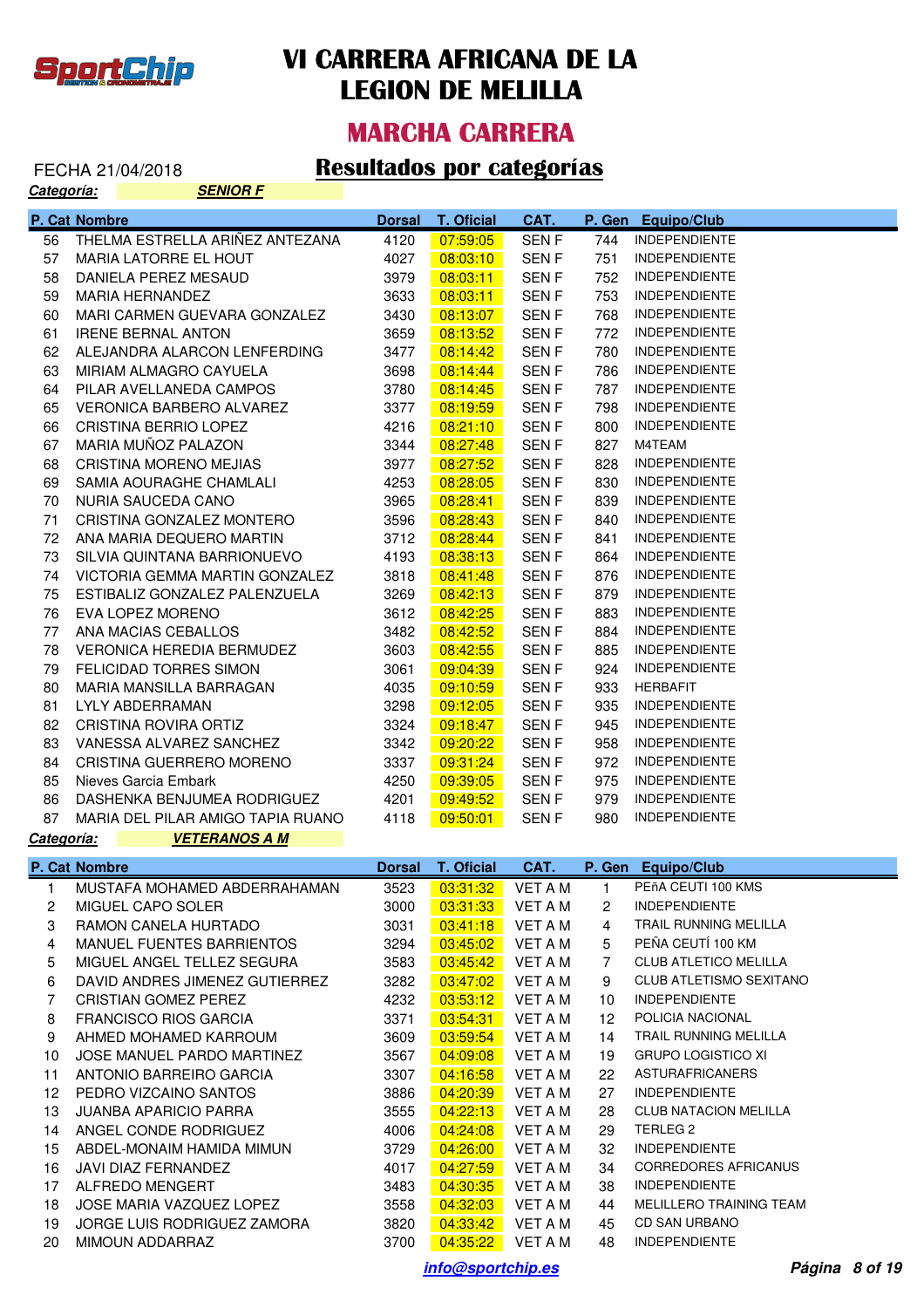# VI CARRERA AFRICANA DE LA LEGION DE MELILLA

## MARCHA CARRERA

FECHA 21/04/2018

## Resultados por categorías

***Categoría:*** ***SENIOR F***

| P. Cat | Nombre | Dorsal | T. Oficial | CAT. | P. Gen | Equipo/Club |
|---|---|---|---|---|---|---|
| 56 | THELMA ESTRELLA ARIÑEZ ANTEZANA | 4120 | 07:59:05 | SEN F | 744 | INDEPENDIENTE |
| 57 | MARIA LATORRE EL HOUT | 4027 | 08:03:10 | SEN F | 751 | INDEPENDIENTE |
| 58 | DANIELA PEREZ MESAUD | 3979 | 08:03:11 | SEN F | 752 | INDEPENDIENTE |
| 59 | MARIA HERNANDEZ | 3633 | 08:03:11 | SEN F | 753 | INDEPENDIENTE |
| 60 | MARI CARMEN GUEVARA GONZALEZ | 3430 | 08:13:07 | SEN F | 768 | INDEPENDIENTE |
| 61 | IRENE BERNAL ANTON | 3659 | 08:13:52 | SEN F | 772 | INDEPENDIENTE |
| 62 | ALEJANDRA ALARCON LENFERDING | 3477 | 08:14:42 | SEN F | 780 | INDEPENDIENTE |
| 63 | MIRIAM ALMAGRO CAYUELA | 3698 | 08:14:44 | SEN F | 786 | INDEPENDIENTE |
| 64 | PILAR AVELLANEDA CAMPOS | 3780 | 08:14:45 | SEN F | 787 | INDEPENDIENTE |
| 65 | VERONICA BARBERO ALVAREZ | 3377 | 08:19:59 | SEN F | 798 | INDEPENDIENTE |
| 66 | CRISTINA BERRIO LOPEZ | 4216 | 08:21:10 | SEN F | 800 | INDEPENDIENTE |
| 67 | MARIA MUÑOZ PALAZON | 3344 | 08:27:48 | SEN F | 827 | M4TEAM |
| 68 | CRISTINA MORENO MEJIAS | 3977 | 08:27:52 | SEN F | 828 | INDEPENDIENTE |
| 69 | SAMIA AOURAGHE CHAMLALI | 4253 | 08:28:05 | SEN F | 830 | INDEPENDIENTE |
| 70 | NURIA SAUCEDA CANO | 3965 | 08:28:41 | SEN F | 839 | INDEPENDIENTE |
| 71 | CRISTINA GONZALEZ MONTERO | 3596 | 08:28:43 | SEN F | 840 | INDEPENDIENTE |
| 72 | ANA MARIA DEQUERO MARTIN | 3712 | 08:28:44 | SEN F | 841 | INDEPENDIENTE |
| 73 | SILVIA QUINTANA BARRIONUEVO | 4193 | 08:38:13 | SEN F | 864 | INDEPENDIENTE |
| 74 | VICTORIA GEMMA MARTIN GONZALEZ | 3818 | 08:41:48 | SEN F | 876 | INDEPENDIENTE |
| 75 | ESTIBALIZ GONZALEZ PALENZUELA | 3269 | 08:42:13 | SEN F | 879 | INDEPENDIENTE |
| 76 | EVA LOPEZ MORENO | 3612 | 08:42:25 | SEN F | 883 | INDEPENDIENTE |
| 77 | ANA MACIAS CEBALLOS | 3482 | 08:42:52 | SEN F | 884 | INDEPENDIENTE |
| 78 | VERONICA HEREDIA BERMUDEZ | 3603 | 08:42:55 | SEN F | 885 | INDEPENDIENTE |
| 79 | FELICIDAD TORRES SIMON | 3061 | 09:04:39 | SEN F | 924 | INDEPENDIENTE |
| 80 | MARIA MANSILLA BARRAGAN | 4035 | 09:10:59 | SEN F | 933 | HERBAFIT |
| 81 | LYLY ABDERRAMAN | 3298 | 09:12:05 | SEN F | 935 | INDEPENDIENTE |
| 82 | CRISTINA ROVIRA ORTIZ | 3324 | 09:18:47 | SEN F | 945 | INDEPENDIENTE |
| 83 | VANESSA ALVAREZ SANCHEZ | 3342 | 09:20:22 | SEN F | 958 | INDEPENDIENTE |
| 84 | CRISTINA GUERRERO MORENO | 3337 | 09:31:24 | SEN F | 972 | INDEPENDIENTE |
| 85 | Nieves Garcia Embark | 4250 | 09:39:05 | SEN F | 975 | INDEPENDIENTE |
| 86 | DASHENKA BENJUMEA RODRIGUEZ | 4201 | 09:49:52 | SEN F | 979 | INDEPENDIENTE |
| 87 | MARIA DEL PILAR AMIGO TAPIA RUANO | 4118 | 09:50:01 | SEN F | 980 | INDEPENDIENTE |

***Categoría:*** ***VETERANOS A M***

| P. Cat | Nombre | Dorsal | T. Oficial | CAT. | P. Gen | Equipo/Club |
|---|---|---|---|---|---|---|
| 1 | MUSTAFA MOHAMED ABDERRAHAMAN | 3523 | 03:31:32 | VET A M | 1 | PEñA CEUTI 100 KMS |
| 2 | MIGUEL CAPO SOLER | 3000 | 03:31:33 | VET A M | 2 | INDEPENDIENTE |
| 3 | RAMON CANELA HURTADO | 3031 | 03:41:18 | VET A M | 4 | TRAIL RUNNING MELILLA |
| 4 | MANUEL FUENTES BARRIENTOS | 3294 | 03:45:02 | VET A M | 5 | PEÑA CEUTÍ 100 KM |
| 5 | MIGUEL ANGEL TELLEZ SEGURA | 3583 | 03:45:42 | VET A M | 7 | CLUB ATLETICO MELILLA |
| 6 | DAVID ANDRES JIMENEZ GUTIERREZ | 3282 | 03:47:02 | VET A M | 9 | CLUB ATLETISMO SEXITANO |
| 7 | CRISTIAN GOMEZ PEREZ | 4232 | 03:53:12 | VET A M | 10 | INDEPENDIENTE |
| 8 | FRANCISCO RIOS GARCIA | 3371 | 03:54:31 | VET A M | 12 | POLICIA NACIONAL |
| 9 | AHMED MOHAMED KARROUM | 3609 | 03:59:54 | VET A M | 14 | TRAIL RUNNING MELILLA |
| 10 | JOSE MANUEL PARDO MARTINEZ | 3567 | 04:09:08 | VET A M | 19 | GRUPO LOGISTICO XI |
| 11 | ANTONIO BARREIRO GARCIA | 3307 | 04:16:58 | VET A M | 22 | ASTURAFRICANERS |
| 12 | PEDRO VIZCAINO SANTOS | 3886 | 04:20:39 | VET A M | 27 | INDEPENDIENTE |
| 13 | JUANBA APARICIO PARRA | 3555 | 04:22:13 | VET A M | 28 | CLUB NATACION MELILLA |
| 14 | ANGEL CONDE RODRIGUEZ | 4006 | 04:24:08 | VET A M | 29 | TERLEG 2 |
| 15 | ABDEL-MONAIM HAMIDA MIMUN | 3729 | 04:26:00 | VET A M | 32 | INDEPENDIENTE |
| 16 | JAVI DIAZ FERNANDEZ | 4017 | 04:27:59 | VET A M | 34 | CORREDORES AFRICANUS |
| 17 | ALFREDO MENGERT | 3483 | 04:30:35 | VET A M | 38 | INDEPENDIENTE |
| 18 | JOSE MARIA VAZQUEZ LOPEZ | 3558 | 04:32:03 | VET A M | 44 | MELILLERO TRAINING TEAM |
| 19 | JORGE LUIS RODRIGUEZ ZAMORA | 3820 | 04:33:42 | VET A M | 45 | CD SAN URBANO |
| 20 | MIMOUN ADDARRAZ | 3700 | 04:35:22 | VET A M | 48 | INDEPENDIENTE |

info@sportchip.es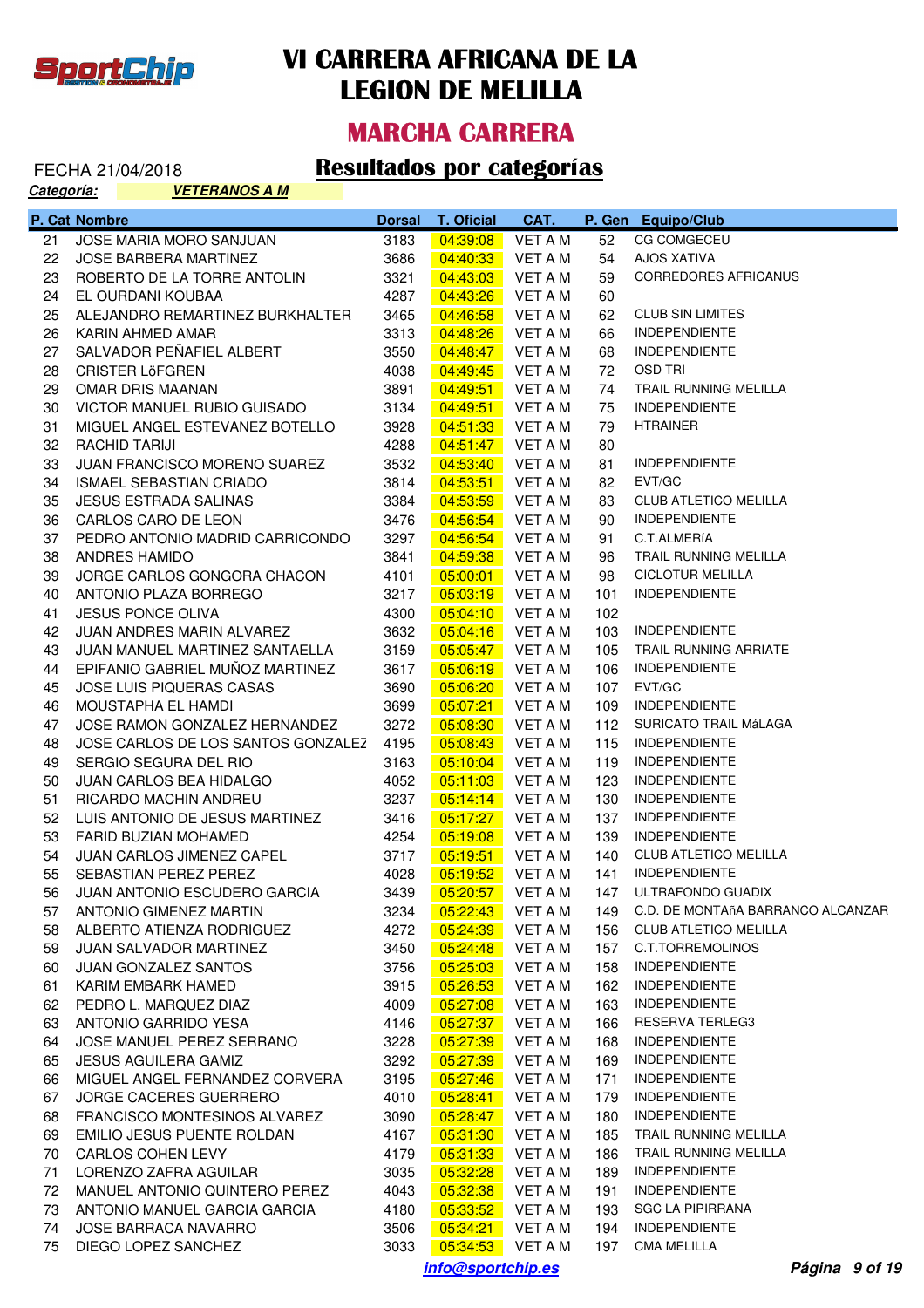# VI CARRERA AFRICANA DE LA LEGION DE MELILLA

## MARCHA CARRERA

FECHA 21/04/2018

## Resultados por categorías

***Categoría:*** ***VETERANOS A M***

| P. Cat | Nombre | Dorsal | T. Oficial | CAT. | P. Gen | Equipo/Club |
|---|---|---|---|---|---|---|
| 21 | JOSE MARIA MORO SANJUAN | 3183 | 04:39:08 | VET A M | 52 | CG COMGECEU |
| 22 | JOSE BARBERA MARTINEZ | 3686 | 04:40:33 | VET A M | 54 | AJOS XATIVA |
| 23 | ROBERTO DE LA TORRE ANTOLIN | 3321 | 04:43:03 | VET A M | 59 | CORREDORES AFRICANUS |
| 24 | EL OURDANI KOUBAA | 4287 | 04:43:26 | VET A M | 60 | |
| 25 | ALEJANDRO REMARTINEZ BURKHALTER | 3465 | 04:46:58 | VET A M | 62 | CLUB SIN LIMITES |
| 26 | KARIN AHMED AMAR | 3313 | 04:48:26 | VET A M | 66 | INDEPENDIENTE |
| 27 | SALVADOR PEÑAFIEL ALBERT | 3550 | 04:48:47 | VET A M | 68 | INDEPENDIENTE |
| 28 | CRISTER LöFGREN | 4038 | 04:49:45 | VET A M | 72 | OSD TRI |
| 29 | OMAR DRIS MAANAN | 3891 | 04:49:51 | VET A M | 74 | TRAIL RUNNING MELILLA |
| 30 | VICTOR MANUEL RUBIO GUISADO | 3134 | 04:49:51 | VET A M | 75 | INDEPENDIENTE |
| 31 | MIGUEL ANGEL ESTEVANEZ BOTELLO | 3928 | 04:51:33 | VET A M | 79 | HTRAINER |
| 32 | RACHID TARIJI | 4288 | 04:51:47 | VET A M | 80 | |
| 33 | JUAN FRANCISCO MORENO SUAREZ | 3532 | 04:53:40 | VET A M | 81 | INDEPENDIENTE |
| 34 | ISMAEL SEBASTIAN CRIADO | 3814 | 04:53:51 | VET A M | 82 | EVT/GC |
| 35 | JESUS ESTRADA SALINAS | 3384 | 04:53:59 | VET A M | 83 | CLUB ATLETICO MELILLA |
| 36 | CARLOS CARO DE LEON | 3476 | 04:56:54 | VET A M | 90 | INDEPENDIENTE |
| 37 | PEDRO ANTONIO MADRID CARRICONDO | 3297 | 04:56:54 | VET A M | 91 | C.T.ALMERíA |
| 38 | ANDRES HAMIDO | 3841 | 04:59:38 | VET A M | 96 | TRAIL RUNNING MELILLA |
| 39 | JORGE CARLOS GONGORA CHACON | 4101 | 05:00:01 | VET A M | 98 | CICLOTUR MELILLA |
| 40 | ANTONIO PLAZA BORREGO | 3217 | 05:03:19 | VET A M | 101 | INDEPENDIENTE |
| 41 | JESUS PONCE OLIVA | 4300 | 05:04:10 | VET A M | 102 | |
| 42 | JUAN ANDRES MARIN ALVAREZ | 3632 | 05:04:16 | VET A M | 103 | INDEPENDIENTE |
| 43 | JUAN MANUEL MARTINEZ SANTAELLA | 3159 | 05:05:47 | VET A M | 105 | TRAIL RUNNING ARRIATE |
| 44 | EPIFANIO GABRIEL MUÑOZ MARTINEZ | 3617 | 05:06:19 | VET A M | 106 | INDEPENDIENTE |
| 45 | JOSE LUIS PIQUERAS CASAS | 3690 | 05:06:20 | VET A M | 107 | EVT/GC |
| 46 | MOUSTAPHA EL HAMDI | 3699 | 05:07:21 | VET A M | 109 | INDEPENDIENTE |
| 47 | JOSE RAMON GONZALEZ HERNANDEZ | 3272 | 05:08:30 | VET A M | 112 | SURICATO TRAIL MáLAGA |
| 48 | JOSE CARLOS DE LOS SANTOS GONZALEZ | 4195 | 05:08:43 | VET A M | 115 | INDEPENDIENTE |
| 49 | SERGIO SEGURA DEL RIO | 3163 | 05:10:04 | VET A M | 119 | INDEPENDIENTE |
| 50 | JUAN CARLOS BEA HIDALGO | 4052 | 05:11:03 | VET A M | 123 | INDEPENDIENTE |
| 51 | RICARDO MACHIN ANDREU | 3237 | 05:14:14 | VET A M | 130 | INDEPENDIENTE |
| 52 | LUIS ANTONIO DE JESUS MARTINEZ | 3416 | 05:17:27 | VET A M | 137 | INDEPENDIENTE |
| 53 | FARID BUZIAN MOHAMED | 4254 | 05:19:08 | VET A M | 139 | INDEPENDIENTE |
| 54 | JUAN CARLOS JIMENEZ CAPEL | 3717 | 05:19:51 | VET A M | 140 | CLUB ATLETICO MELILLA |
| 55 | SEBASTIAN PEREZ PEREZ | 4028 | 05:19:52 | VET A M | 141 | INDEPENDIENTE |
| 56 | JUAN ANTONIO ESCUDERO GARCIA | 3439 | 05:20:57 | VET A M | 147 | ULTRAFONDO GUADIX |
| 57 | ANTONIO GIMENEZ MARTIN | 3234 | 05:22:43 | VET A M | 149 | C.D. DE MONTAñA BARRANCO ALCANZAR |
| 58 | ALBERTO ATIENZA RODRIGUEZ | 4272 | 05:24:39 | VET A M | 156 | CLUB ATLETICO MELILLA |
| 59 | JUAN SALVADOR MARTINEZ | 3450 | 05:24:48 | VET A M | 157 | C.T.TORREMOLINOS |
| 60 | JUAN GONZALEZ SANTOS | 3756 | 05:25:03 | VET A M | 158 | INDEPENDIENTE |
| 61 | KARIM EMBARK HAMED | 3915 | 05:26:53 | VET A M | 162 | INDEPENDIENTE |
| 62 | PEDRO L. MARQUEZ DIAZ | 4009 | 05:27:08 | VET A M | 163 | INDEPENDIENTE |
| 63 | ANTONIO GARRIDO YESA | 4146 | 05:27:37 | VET A M | 166 | RESERVA TERLEG3 |
| 64 | JOSE MANUEL PEREZ SERRANO | 3228 | 05:27:39 | VET A M | 168 | INDEPENDIENTE |
| 65 | JESUS AGUILERA GAMIZ | 3292 | 05:27:39 | VET A M | 169 | INDEPENDIENTE |
| 66 | MIGUEL ANGEL FERNANDEZ CORVERA | 3195 | 05:27:46 | VET A M | 171 | INDEPENDIENTE |
| 67 | JORGE CACERES GUERRERO | 4010 | 05:28:41 | VET A M | 179 | INDEPENDIENTE |
| 68 | FRANCISCO MONTESINOS ALVAREZ | 3090 | 05:28:47 | VET A M | 180 | INDEPENDIENTE |
| 69 | EMILIO JESUS PUENTE ROLDAN | 4167 | 05:31:30 | VET A M | 185 | TRAIL RUNNING MELILLA |
| 70 | CARLOS COHEN LEVY | 4179 | 05:31:33 | VET A M | 186 | TRAIL RUNNING MELILLA |
| 71 | LORENZO ZAFRA AGUILAR | 3035 | 05:32:28 | VET A M | 189 | INDEPENDIENTE |
| 72 | MANUEL ANTONIO QUINTERO PEREZ | 4043 | 05:32:38 | VET A M | 191 | INDEPENDIENTE |
| 73 | ANTONIO MANUEL GARCIA GARCIA | 4180 | 05:33:52 | VET A M | 193 | SGC LA PIPIRRANA |
| 74 | JOSE BARRACA NAVARRO | 3506 | 05:34:21 | VET A M | 194 | INDEPENDIENTE |
| 75 | DIEGO LOPEZ SANCHEZ | 3033 | 05:34:53 | VET A M | 197 | CMA MELILLA |

***info@sportchip.es***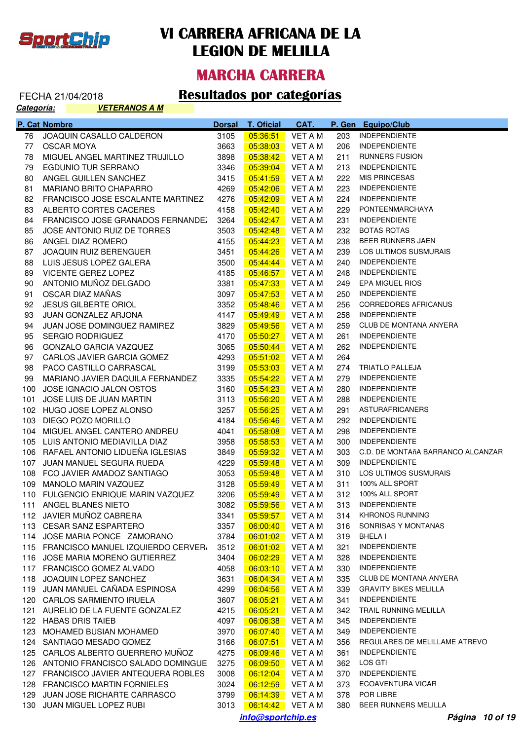# VI CARRERA AFRICANA DE LA LEGION DE MELILLA

## MARCHA CARRERA

FECHA 21/04/2018

## Resultados por categorías

***Categoría:*** ***VETERANOS A M***

| P. Cat | Nombre | Dorsal | T. Oficial | CAT. | P. Gen | Equipo/Club |
|---|---|---|---|---|---|---|
| 76 | JOAQUIN CASALLO CALDERON | 3105 | 05:36:51 | VET A M | 203 | INDEPENDIENTE |
| 77 | OSCAR MOYA | 3663 | 05:38:03 | VET A M | 206 | INDEPENDIENTE |
| 78 | MIGUEL ANGEL MARTINEZ TRUJILLO | 3898 | 05:38:42 | VET A M | 211 | RUNNERS FUSION |
| 79 | EGDUNIO TUR SERRANO | 3346 | 05:39:04 | VET A M | 213 | INDEPENDIENTE |
| 80 | ANGEL GUILLEN SANCHEZ | 3415 | 05:41:59 | VET A M | 222 | MIS PRINCESAS |
| 81 | MARIANO BRITO CHAPARRO | 4269 | 05:42:06 | VET A M | 223 | INDEPENDIENTE |
| 82 | FRANCISCO JOSE ESCALANTE MARTINEZ | 4276 | 05:42:09 | VET A M | 224 | INDEPENDIENTE |
| 83 | ALBERTO CORTES CACERES | 4158 | 05:42:40 | VET A M | 229 | PONTEENMARCHAYA |
| 84 | FRANCISCO JOSE GRANADOS FERNANDEZ | 3264 | 05:42:47 | VET A M | 231 | INDEPENDIENTE |
| 85 | JOSE ANTONIO RUIZ DE TORRES | 3503 | 05:42:48 | VET A M | 232 | BOTAS ROTAS |
| 86 | ANGEL DIAZ ROMERO | 4155 | 05:44:23 | VET A M | 238 | BEER RUNNERS JAEN |
| 87 | JOAQUIN RUIZ BERENGUER | 3451 | 05:44:26 | VET A M | 239 | LOS ULTIMOS SUSMURAIS |
| 88 | LUIS JESUS LOPEZ GALERA | 3500 | 05:44:44 | VET A M | 240 | INDEPENDIENTE |
| 89 | VICENTE GEREZ LOPEZ | 4185 | 05:46:57 | VET A M | 248 | INDEPENDIENTE |
| 90 | ANTONIO MUÑOZ DELGADO | 3381 | 05:47:33 | VET A M | 249 | EPA MIGUEL RIOS |
| 91 | OSCAR DIAZ MAÑAS | 3097 | 05:47:53 | VET A M | 250 | INDEPENDIENTE |
| 92 | JESUS GILBERTE ORIOL | 3352 | 05:48:46 | VET A M | 256 | CORREDORES AFRICANUS |
| 93 | JUAN GONZALEZ ARJONA | 4147 | 05:49:49 | VET A M | 258 | INDEPENDIENTE |
| 94 | JUAN JOSE DOMINGUEZ RAMIREZ | 3829 | 05:49:56 | VET A M | 259 | CLUB DE MONTANA ANYERA |
| 95 | SERGIO RODRIGUEZ | 4170 | 05:50:27 | VET A M | 261 | INDEPENDIENTE |
| 96 | GONZALO GARCIA VAZQUEZ | 3065 | 05:50:44 | VET A M | 262 | INDEPENDIENTE |
| 97 | CARLOS JAVIER GARCIA GOMEZ | 4293 | 05:51:02 | VET A M | 264 | |
| 98 | PACO CASTILLO CARRASCAL | 3199 | 05:53:03 | VET A M | 274 | TRIATLO PALLEJA |
| 99 | MARIANO JAVIER DAQUILA FERNANDEZ | 3335 | 05:54:22 | VET A M | 279 | INDEPENDIENTE |
| 100 | JOSE IGNACIO JALON OSTOS | 3160 | 05:54:23 | VET A M | 280 | INDEPENDIENTE |
| 101 | JOSE LUIS DE JUAN MARTIN | 3113 | 05:56:20 | VET A M | 288 | INDEPENDIENTE |
| 102 | HUGO JOSE LOPEZ ALONSO | 3257 | 05:56:25 | VET A M | 291 | ASTURAFRICANERS |
| 103 | DIEGO POZO MORILLO | 4184 | 05:56:46 | VET A M | 292 | INDEPENDIENTE |
| 104 | MIGUEL ANGEL CANTERO ANDREU | 4041 | 05:58:08 | VET A M | 298 | INDEPENDIENTE |
| 105 | LUIS ANTONIO MEDIAVILLA DIAZ | 3958 | 05:58:53 | VET A M | 300 | INDEPENDIENTE |
| 106 | RAFAEL ANTONIO LIDUEÑA IGLESIAS | 3849 | 05:59:32 | VET A M | 303 | C.D. DE MONTAñA BARRANCO ALCANZAR |
| 107 | JUAN MANUEL SEGURA RUEDA | 4229 | 05:59:48 | VET A M | 309 | INDEPENDIENTE |
| 108 | FCO JAVIER AMADOZ SANTIAGO | 3053 | 05:59:48 | VET A M | 310 | LOS ULTIMOS SUSMURAIS |
| 109 | MANOLO MARIN VAZQUEZ | 3128 | 05:59:49 | VET A M | 311 | 100% ALL SPORT |
| 110 | FULGENCIO ENRIQUE MARIN VAZQUEZ | 3206 | 05:59:49 | VET A M | 312 | 100% ALL SPORT |
| 111 | ANGEL BLANES NIETO | 3082 | 05:59:56 | VET A M | 313 | INDEPENDIENTE |
| 112 | JAVIER MUÑOZ CABRERA | 3341 | 05:59:57 | VET A M | 314 | KHRONOS RUNNING |
| 113 | CESAR SANZ ESPARTERO | 3357 | 06:00:40 | VET A M | 316 | SONRISAS Y MONTANAS |
| 114 | JOSE MARIA PONCE ZAMORANO | 3784 | 06:01:02 | VET A M | 319 | BHELA I |
| 115 | FRANCISCO MANUEL IZQUIERDO CERVERA | 3512 | 06:01:02 | VET A M | 321 | INDEPENDIENTE |
| 116 | JOSE MARIA MORENO GUTIERREZ | 3404 | 06:02:29 | VET A M | 328 | INDEPENDIENTE |
| 117 | FRANCISCO GOMEZ ALVADO | 4058 | 06:03:10 | VET A M | 330 | INDEPENDIENTE |
| 118 | JOAQUIN LOPEZ SANCHEZ | 3631 | 06:04:34 | VET A M | 335 | CLUB DE MONTANA ANYERA |
| 119 | JUAN MANUEL CAÑADA ESPINOSA | 4299 | 06:04:56 | VET A M | 339 | GRAVITY BIKES MELILLA |
| 120 | CARLOS SARMIENTO IRUELA | 3607 | 06:05:21 | VET A M | 341 | INDEPENDIENTE |
| 121 | AURELIO DE LA FUENTE GONZALEZ | 4215 | 06:05:21 | VET A M | 342 | TRAIL RUNNING MELILLA |
| 122 | HABAS DRIS TAIEB | 4097 | 06:06:38 | VET A M | 345 | INDEPENDIENTE |
| 123 | MOHAMED BUSIAN MOHAMED | 3970 | 06:07:40 | VET A M | 349 | INDEPENDIENTE |
| 124 | SANTIAGO MESADO GOMEZ | 3166 | 06:07:51 | VET A M | 356 | REGULARES DE MELILLAME ATREVO |
| 125 | CARLOS ALBERTO GUERRERO MUÑOZ | 4275 | 06:09:46 | VET A M | 361 | INDEPENDIENTE |
| 126 | ANTONIO FRANCISCO SALADO DOMINGUE | 3275 | 06:09:50 | VET A M | 362 | LOS GTI |
| 127 | FRANCISCO JAVIER ANTEQUERA ROBLES | 3008 | 06:12:04 | VET A M | 370 | INDEPENDIENTE |
| 128 | FRANCISCO MARTIN FORNIELES | 3024 | 06:12:59 | VET A M | 373 | ECOAVENTURA VICAR |
| 129 | JUAN JOSE RICHARTE CARRASCO | 3799 | 06:14:39 | VET A M | 378 | POR LIBRE |
| 130 | JUAN MIGUEL LOPEZ RUBI | 3013 | 06:14:42 | VET A M | 380 | BEER RUNNERS MELILLA |

***info@sportchip.es***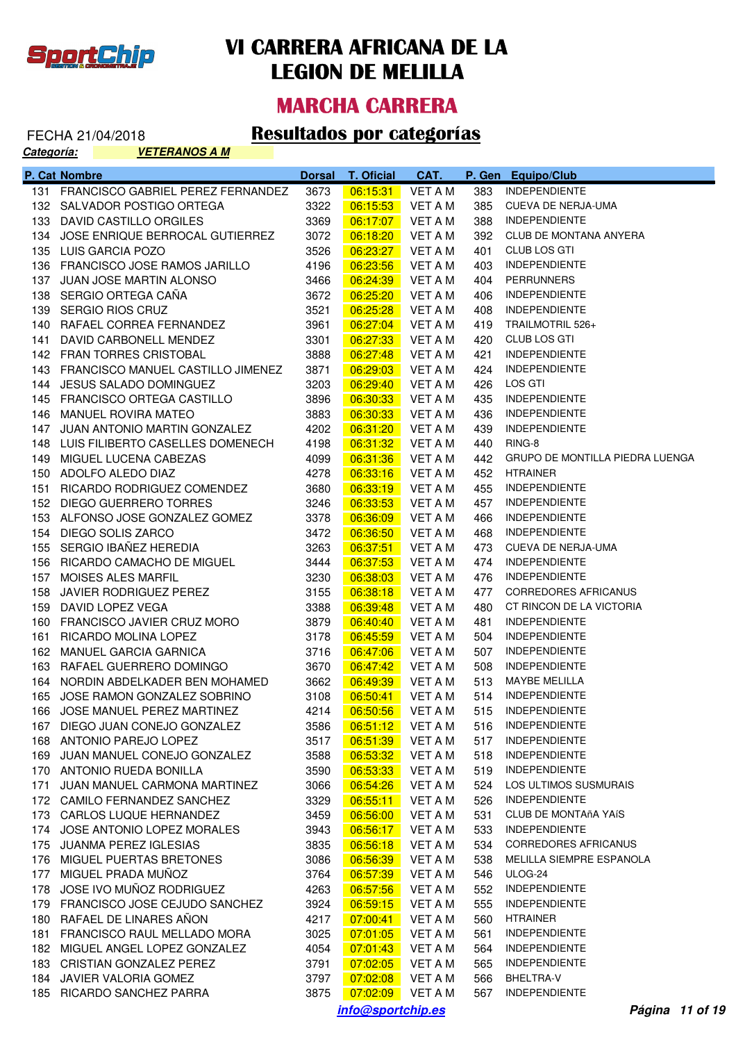# VI CARRERA AFRICANA DE LA LEGION DE MELILLA

## MARCHA CARRERA

FECHA 21/04/2018

## Resultados por categorías

***Categoría:*** ***VETERANOS A M***

| P. Cat | Nombre | Dorsal | T. Oficial | CAT. | P. Gen | Equipo/Club |
|---|---|---|---|---|---|---|
| 131 | FRANCISCO GABRIEL PEREZ FERNANDEZ | 3673 | 06:15:31 | VET A M | 383 | INDEPENDIENTE |
| 132 | SALVADOR POSTIGO ORTEGA | 3322 | 06:15:53 | VET A M | 385 | CUEVA DE NERJA-UMA |
| 133 | DAVID CASTILLO ORGILES | 3369 | 06:17:07 | VET A M | 388 | INDEPENDIENTE |
| 134 | JOSE ENRIQUE BERROCAL GUTIERREZ | 3072 | 06:18:20 | VET A M | 392 | CLUB DE MONTANA ANYERA |
| 135 | LUIS GARCIA POZO | 3526 | 06:23:27 | VET A M | 401 | CLUB LOS GTI |
| 136 | FRANCISCO JOSE RAMOS JARILLO | 4196 | 06:23:56 | VET A M | 403 | INDEPENDIENTE |
| 137 | JUAN JOSE MARTIN ALONSO | 3466 | 06:24:39 | VET A M | 404 | PERRUNNERS |
| 138 | SERGIO ORTEGA CAÑA | 3672 | 06:25:20 | VET A M | 406 | INDEPENDIENTE |
| 139 | SERGIO RIOS CRUZ | 3521 | 06:25:28 | VET A M | 408 | INDEPENDIENTE |
| 140 | RAFAEL CORREA FERNANDEZ | 3961 | 06:27:04 | VET A M | 419 | TRAILMOTRIL 526+ |
| 141 | DAVID CARBONELL MENDEZ | 3301 | 06:27:33 | VET A M | 420 | CLUB LOS GTI |
| 142 | FRAN TORRES CRISTOBAL | 3888 | 06:27:48 | VET A M | 421 | INDEPENDIENTE |
| 143 | FRANCISCO MANUEL CASTILLO JIMENEZ | 3871 | 06:29:03 | VET A M | 424 | INDEPENDIENTE |
| 144 | JESUS SALADO DOMINGUEZ | 3203 | 06:29:40 | VET A M | 426 | LOS GTI |
| 145 | FRANCISCO ORTEGA CASTILLO | 3896 | 06:30:33 | VET A M | 435 | INDEPENDIENTE |
| 146 | MANUEL ROVIRA MATEO | 3883 | 06:30:33 | VET A M | 436 | INDEPENDIENTE |
| 147 | JUAN ANTONIO MARTIN GONZALEZ | 4202 | 06:31:20 | VET A M | 439 | INDEPENDIENTE |
| 148 | LUIS FILIBERTO CASELLES DOMENECH | 4198 | 06:31:32 | VET A M | 440 | RING-8 |
| 149 | MIGUEL LUCENA CABEZAS | 4099 | 06:31:36 | VET A M | 442 | GRUPO DE MONTILLA PIEDRA LUENGA |
| 150 | ADOLFO ALEDO DIAZ | 4278 | 06:33:16 | VET A M | 452 | HTRAINER |
| 151 | RICARDO RODRIGUEZ COMENDEZ | 3680 | 06:33:19 | VET A M | 455 | INDEPENDIENTE |
| 152 | DIEGO GUERRERO TORRES | 3246 | 06:33:53 | VET A M | 457 | INDEPENDIENTE |
| 153 | ALFONSO JOSE GONZALEZ GOMEZ | 3378 | 06:36:09 | VET A M | 466 | INDEPENDIENTE |
| 154 | DIEGO SOLIS ZARCO | 3472 | 06:36:50 | VET A M | 468 | INDEPENDIENTE |
| 155 | SERGIO IBAÑEZ HEREDIA | 3263 | 06:37:51 | VET A M | 473 | CUEVA DE NERJA-UMA |
| 156 | RICARDO CAMACHO DE MIGUEL | 3444 | 06:37:53 | VET A M | 474 | INDEPENDIENTE |
| 157 | MOISES ALES MARFIL | 3230 | 06:38:03 | VET A M | 476 | INDEPENDIENTE |
| 158 | JAVIER RODRIGUEZ PEREZ | 3155 | 06:38:18 | VET A M | 477 | CORREDORES AFRICANUS |
| 159 | DAVID LOPEZ VEGA | 3388 | 06:39:48 | VET A M | 480 | CT RINCON DE LA VICTORIA |
| 160 | FRANCISCO JAVIER CRUZ MORO | 3879 | 06:40:40 | VET A M | 481 | INDEPENDIENTE |
| 161 | RICARDO MOLINA LOPEZ | 3178 | 06:45:59 | VET A M | 504 | INDEPENDIENTE |
| 162 | MANUEL GARCIA GARNICA | 3716 | 06:47:06 | VET A M | 507 | INDEPENDIENTE |
| 163 | RAFAEL GUERRERO DOMINGO | 3670 | 06:47:42 | VET A M | 508 | INDEPENDIENTE |
| 164 | NORDIN ABDELKADER BEN MOHAMED | 3662 | 06:49:39 | VET A M | 513 | MAYBE MELILLA |
| 165 | JOSE RAMON GONZALEZ SOBRINO | 3108 | 06:50:41 | VET A M | 514 | INDEPENDIENTE |
| 166 | JOSE MANUEL PEREZ MARTINEZ | 4214 | 06:50:56 | VET A M | 515 | INDEPENDIENTE |
| 167 | DIEGO JUAN CONEJO GONZALEZ | 3586 | 06:51:12 | VET A M | 516 | INDEPENDIENTE |
| 168 | ANTONIO PAREJO LOPEZ | 3517 | 06:51:39 | VET A M | 517 | INDEPENDIENTE |
| 169 | JUAN MANUEL CONEJO GONZALEZ | 3588 | 06:53:32 | VET A M | 518 | INDEPENDIENTE |
| 170 | ANTONIO RUEDA BONILLA | 3590 | 06:53:33 | VET A M | 519 | INDEPENDIENTE |
| 171 | JUAN MANUEL CARMONA MARTINEZ | 3066 | 06:54:26 | VET A M | 524 | LOS ULTIMOS SUSMURAIS |
| 172 | CAMILO FERNANDEZ SANCHEZ | 3329 | 06:55:11 | VET A M | 526 | INDEPENDIENTE |
| 173 | CARLOS LUQUE HERNANDEZ | 3459 | 06:56:00 | VET A M | 531 | CLUB DE MONTAñA YAíS |
| 174 | JOSE ANTONIO LOPEZ MORALES | 3943 | 06:56:17 | VET A M | 533 | INDEPENDIENTE |
| 175 | JUANMA PEREZ IGLESIAS | 3835 | 06:56:18 | VET A M | 534 | CORREDORES AFRICANUS |
| 176 | MIGUEL PUERTAS BRETONES | 3086 | 06:56:39 | VET A M | 538 | MELILLA SIEMPRE ESPANOLA |
| 177 | MIGUEL PRADA MUÑOZ | 3764 | 06:57:39 | VET A M | 546 | ULOG-24 |
| 178 | JOSE IVO MUÑOZ RODRIGUEZ | 4263 | 06:57:56 | VET A M | 552 | INDEPENDIENTE |
| 179 | FRANCISCO JOSE CEJUDO SANCHEZ | 3924 | 06:59:15 | VET A M | 555 | INDEPENDIENTE |
| 180 | RAFAEL DE LINARES AÑON | 4217 | 07:00:41 | VET A M | 560 | HTRAINER |
| 181 | FRANCISCO RAUL MELLADO MORA | 3025 | 07:01:05 | VET A M | 561 | INDEPENDIENTE |
| 182 | MIGUEL ANGEL LOPEZ GONZALEZ | 4054 | 07:01:43 | VET A M | 564 | INDEPENDIENTE |
| 183 | CRISTIAN GONZALEZ PEREZ | 3791 | 07:02:05 | VET A M | 565 | INDEPENDIENTE |
| 184 | JAVIER VALORIA GOMEZ | 3797 | 07:02:08 | VET A M | 566 | BHELTRA-V |
| 185 | RICARDO SANCHEZ PARRA | 3875 | 07:02:09 | VET A M | 567 | INDEPENDIENTE |

info@sportchip.es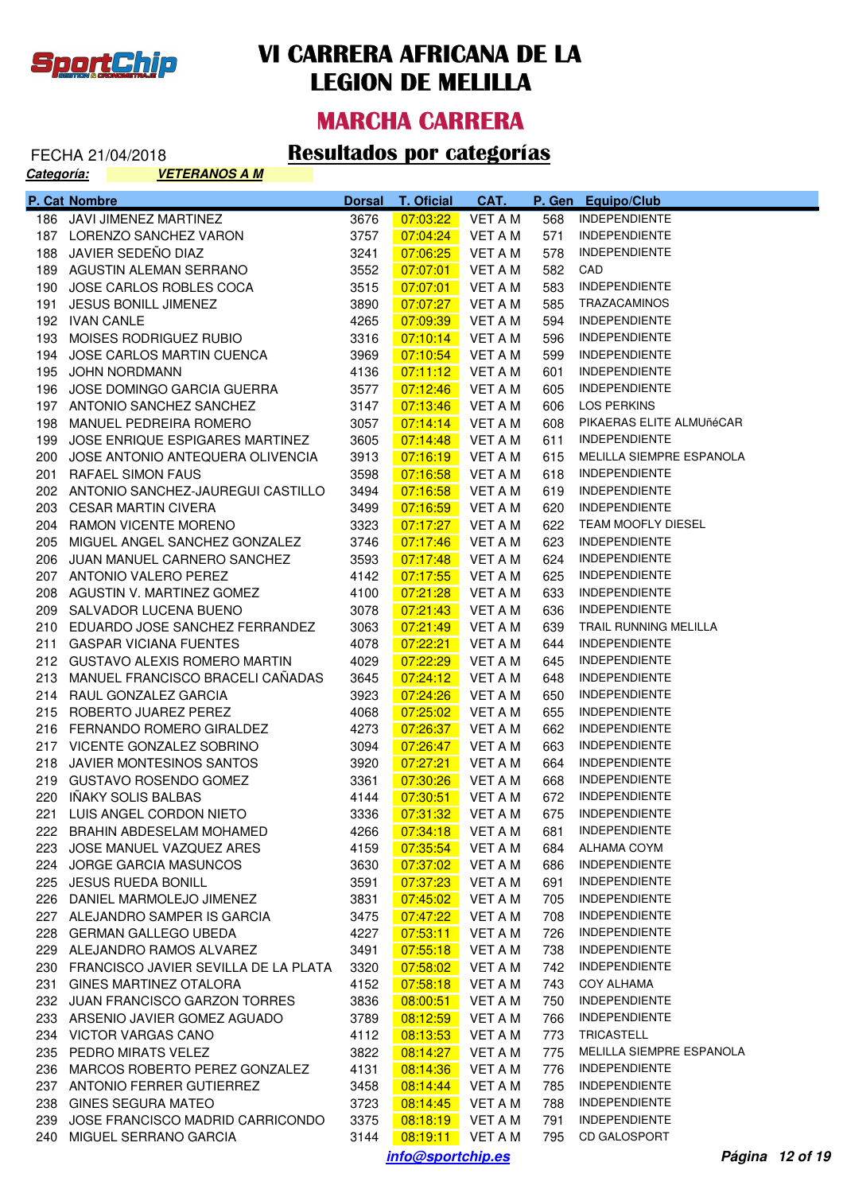# VI CARRERA AFRICANA DE LA LEGION DE MELILLA

## MARCHA CARRERA

FECHA 21/04/2018

## Resultados por categorías

***Categoría:*** ***VETERANOS A M***

| P. Cat | Nombre | Dorsal | T. Oficial | CAT. | P. Gen | Equipo/Club |
|---|---|---|---|---|---|---|
| 186 | JAVI JIMENEZ MARTINEZ | 3676 | 07:03:22 | VET A M | 568 | INDEPENDIENTE |
| 187 | LORENZO SANCHEZ VARON | 3757 | 07:04:24 | VET A M | 571 | INDEPENDIENTE |
| 188 | JAVIER SEDEÑO DIAZ | 3241 | 07:06:25 | VET A M | 578 | INDEPENDIENTE |
| 189 | AGUSTIN ALEMAN SERRANO | 3552 | 07:07:01 | VET A M | 582 | CAD |
| 190 | JOSE CARLOS ROBLES COCA | 3515 | 07:07:01 | VET A M | 583 | INDEPENDIENTE |
| 191 | JESUS BONILL JIMENEZ | 3890 | 07:07:27 | VET A M | 585 | TRAZACAMINOS |
| 192 | IVAN CANLE | 4265 | 07:09:39 | VET A M | 594 | INDEPENDIENTE |
| 193 | MOISES RODRIGUEZ RUBIO | 3316 | 07:10:14 | VET A M | 596 | INDEPENDIENTE |
| 194 | JOSE CARLOS MARTIN CUENCA | 3969 | 07:10:54 | VET A M | 599 | INDEPENDIENTE |
| 195 | JOHN NORDMANN | 4136 | 07:11:12 | VET A M | 601 | INDEPENDIENTE |
| 196 | JOSE DOMINGO GARCIA GUERRA | 3577 | 07:12:46 | VET A M | 605 | INDEPENDIENTE |
| 197 | ANTONIO SANCHEZ SANCHEZ | 3147 | 07:13:46 | VET A M | 606 | LOS PERKINS |
| 198 | MANUEL PEDREIRA ROMERO | 3057 | 07:14:14 | VET A M | 608 | PIKAERAS ELITE ALMUñéCAR |
| 199 | JOSE ENRIQUE ESPIGARES MARTINEZ | 3605 | 07:14:48 | VET A M | 611 | INDEPENDIENTE |
| 200 | JOSE ANTONIO ANTEQUERA OLIVENCIA | 3913 | 07:16:19 | VET A M | 615 | MELILLA SIEMPRE ESPANOLA |
| 201 | RAFAEL SIMON FAUS | 3598 | 07:16:58 | VET A M | 618 | INDEPENDIENTE |
| 202 | ANTONIO SANCHEZ-JAUREGUI CASTILLO | 3494 | 07:16:58 | VET A M | 619 | INDEPENDIENTE |
| 203 | CESAR MARTIN CIVERA | 3499 | 07:16:59 | VET A M | 620 | INDEPENDIENTE |
| 204 | RAMON VICENTE MORENO | 3323 | 07:17:27 | VET A M | 622 | TEAM MOOFLY DIESEL |
| 205 | MIGUEL ANGEL SANCHEZ GONZALEZ | 3746 | 07:17:46 | VET A M | 623 | INDEPENDIENTE |
| 206 | JUAN MANUEL CARNERO SANCHEZ | 3593 | 07:17:48 | VET A M | 624 | INDEPENDIENTE |
| 207 | ANTONIO VALERO PEREZ | 4142 | 07:17:55 | VET A M | 625 | INDEPENDIENTE |
| 208 | AGUSTIN V. MARTINEZ GOMEZ | 4100 | 07:21:28 | VET A M | 633 | INDEPENDIENTE |
| 209 | SALVADOR LUCENA BUENO | 3078 | 07:21:43 | VET A M | 636 | INDEPENDIENTE |
| 210 | EDUARDO JOSE SANCHEZ FERRANDEZ | 3063 | 07:21:49 | VET A M | 639 | TRAIL RUNNING MELILLA |
| 211 | GASPAR VICIANA FUENTES | 4078 | 07:22:21 | VET A M | 644 | INDEPENDIENTE |
| 212 | GUSTAVO ALEXIS ROMERO MARTIN | 4029 | 07:22:29 | VET A M | 645 | INDEPENDIENTE |
| 213 | MANUEL FRANCISCO BRACELI CAÑADAS | 3645 | 07:24:12 | VET A M | 648 | INDEPENDIENTE |
| 214 | RAUL GONZALEZ GARCIA | 3923 | 07:24:26 | VET A M | 650 | INDEPENDIENTE |
| 215 | ROBERTO JUAREZ PEREZ | 4068 | 07:25:02 | VET A M | 655 | INDEPENDIENTE |
| 216 | FERNANDO ROMERO GIRALDEZ | 4273 | 07:26:37 | VET A M | 662 | INDEPENDIENTE |
| 217 | VICENTE GONZALEZ SOBRINO | 3094 | 07:26:47 | VET A M | 663 | INDEPENDIENTE |
| 218 | JAVIER MONTESINOS SANTOS | 3920 | 07:27:21 | VET A M | 664 | INDEPENDIENTE |
| 219 | GUSTAVO ROSENDO GOMEZ | 3361 | 07:30:26 | VET A M | 668 | INDEPENDIENTE |
| 220 | IÑAKY SOLIS BALBAS | 4144 | 07:30:51 | VET A M | 672 | INDEPENDIENTE |
| 221 | LUIS ANGEL CORDON NIETO | 3336 | 07:31:32 | VET A M | 675 | INDEPENDIENTE |
| 222 | BRAHIN ABDESELAM MOHAMED | 4266 | 07:34:18 | VET A M | 681 | INDEPENDIENTE |
| 223 | JOSE MANUEL VAZQUEZ ARES | 4159 | 07:35:54 | VET A M | 684 | ALHAMA COYM |
| 224 | JORGE GARCIA MASUNCOS | 3630 | 07:37:02 | VET A M | 686 | INDEPENDIENTE |
| 225 | JESUS RUEDA BONILL | 3591 | 07:37:23 | VET A M | 691 | INDEPENDIENTE |
| 226 | DANIEL MARMOLEJO JIMENEZ | 3831 | 07:45:02 | VET A M | 705 | INDEPENDIENTE |
| 227 | ALEJANDRO SAMPER IS GARCIA | 3475 | 07:47:22 | VET A M | 708 | INDEPENDIENTE |
| 228 | GERMAN GALLEGO UBEDA | 4227 | 07:53:11 | VET A M | 726 | INDEPENDIENTE |
| 229 | ALEJANDRO RAMOS ALVAREZ | 3491 | 07:55:18 | VET A M | 738 | INDEPENDIENTE |
| 230 | FRANCISCO JAVIER SEVILLA DE LA PLATA | 3320 | 07:58:02 | VET A M | 742 | INDEPENDIENTE |
| 231 | GINES MARTINEZ OTALORA | 4152 | 07:58:18 | VET A M | 743 | COY ALHAMA |
| 232 | JUAN FRANCISCO GARZON TORRES | 3836 | 08:00:51 | VET A M | 750 | INDEPENDIENTE |
| 233 | ARSENIO JAVIER GOMEZ AGUADO | 3789 | 08:12:59 | VET A M | 766 | INDEPENDIENTE |
| 234 | VICTOR VARGAS CANO | 4112 | 08:13:53 | VET A M | 773 | TRICASTELL |
| 235 | PEDRO MIRATS VELEZ | 3822 | 08:14:27 | VET A M | 775 | MELILLA SIEMPRE ESPANOLA |
| 236 | MARCOS ROBERTO PEREZ GONZALEZ | 4131 | 08:14:36 | VET A M | 776 | INDEPENDIENTE |
| 237 | ANTONIO FERRER GUTIERREZ | 3458 | 08:14:44 | VET A M | 785 | INDEPENDIENTE |
| 238 | GINES SEGURA MATEO | 3723 | 08:14:45 | VET A M | 788 | INDEPENDIENTE |
| 239 | JOSE FRANCISCO MADRID CARRICONDO | 3375 | 08:18:19 | VET A M | 791 | INDEPENDIENTE |
| 240 | MIGUEL SERRANO GARCIA | 3144 | 08:19:11 | VET A M | 795 | CD GALOSPORT |

***info@sportchip.es***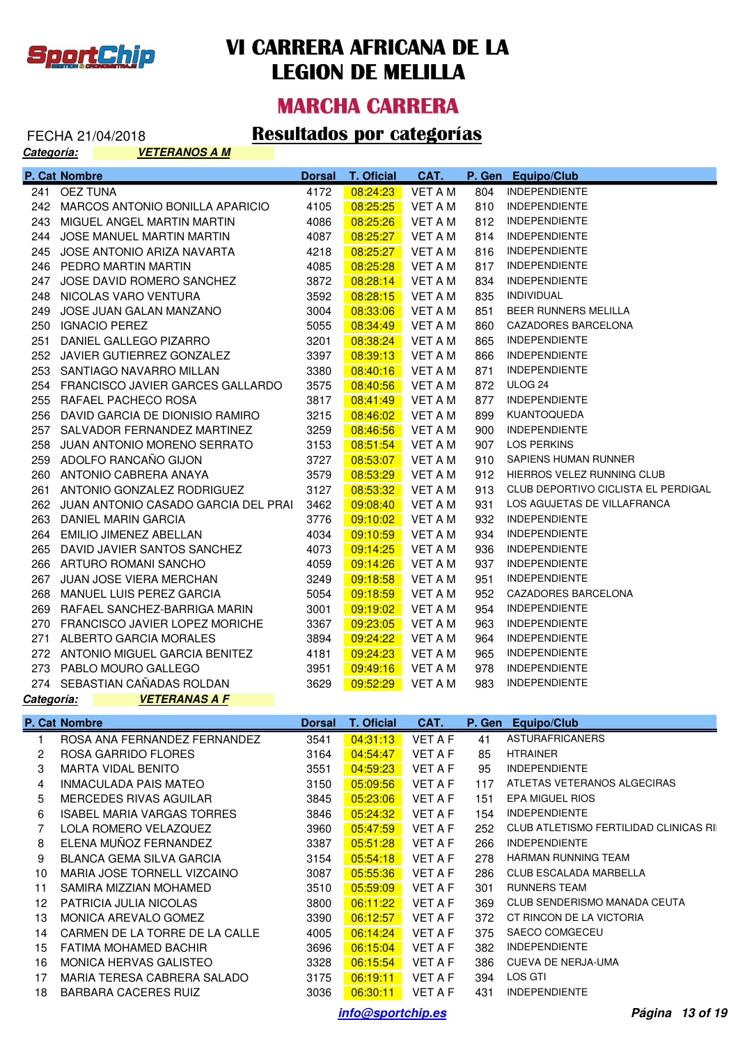# VI CARRERA AFRICANA DE LA LEGION DE MELILLA

## MARCHA CARRERA

FECHA 21/04/2018

## Resultados por categorías

***Categoría:*** ***VETERANOS A M***

| P. Cat | Nombre | Dorsal | T. Oficial | CAT. | P. Gen | Equipo/Club |
|---|---|---|---|---|---|---|
| 241 | OEZ TUNA | 4172 | 08:24:23 | VET A M | 804 | INDEPENDIENTE |
| 242 | MARCOS ANTONIO BONILLA APARICIO | 4105 | 08:25:25 | VET A M | 810 | INDEPENDIENTE |
| 243 | MIGUEL ANGEL MARTIN MARTIN | 4086 | 08:25:26 | VET A M | 812 | INDEPENDIENTE |
| 244 | JOSE MANUEL MARTIN MARTIN | 4087 | 08:25:27 | VET A M | 814 | INDEPENDIENTE |
| 245 | JOSE ANTONIO ARIZA NAVARTA | 4218 | 08:25:27 | VET A M | 816 | INDEPENDIENTE |
| 246 | PEDRO MARTIN MARTIN | 4085 | 08:25:28 | VET A M | 817 | INDEPENDIENTE |
| 247 | JOSE DAVID ROMERO SANCHEZ | 3872 | 08:28:14 | VET A M | 834 | INDEPENDIENTE |
| 248 | NICOLAS VARO VENTURA | 3592 | 08:28:15 | VET A M | 835 | INDIVIDUAL |
| 249 | JOSE JUAN GALAN MANZANO | 3004 | 08:33:06 | VET A M | 851 | BEER RUNNERS MELILLA |
| 250 | IGNACIO PEREZ | 5055 | 08:34:49 | VET A M | 860 | CAZADORES BARCELONA |
| 251 | DANIEL GALLEGO PIZARRO | 3201 | 08:38:24 | VET A M | 865 | INDEPENDIENTE |
| 252 | JAVIER GUTIERREZ GONZALEZ | 3397 | 08:39:13 | VET A M | 866 | INDEPENDIENTE |
| 253 | SANTIAGO NAVARRO MILLAN | 3380 | 08:40:16 | VET A M | 871 | INDEPENDIENTE |
| 254 | FRANCISCO JAVIER GARCES GALLARDO | 3575 | 08:40:56 | VET A M | 872 | ULOG 24 |
| 255 | RAFAEL PACHECO ROSA | 3817 | 08:41:49 | VET A M | 877 | INDEPENDIENTE |
| 256 | DAVID GARCIA DE DIONISIO RAMIRO | 3215 | 08:46:02 | VET A M | 899 | KUANTOQUEDA |
| 257 | SALVADOR FERNANDEZ MARTINEZ | 3259 | 08:46:56 | VET A M | 900 | INDEPENDIENTE |
| 258 | JUAN ANTONIO MORENO SERRATO | 3153 | 08:51:54 | VET A M | 907 | LOS PERKINS |
| 259 | ADOLFO RANCAÑO GIJON | 3727 | 08:53:07 | VET A M | 910 | SAPIENS HUMAN RUNNER |
| 260 | ANTONIO CABRERA ANAYA | 3579 | 08:53:29 | VET A M | 912 | HIERROS VELEZ RUNNING CLUB |
| 261 | ANTONIO GONZALEZ RODRIGUEZ | 3127 | 08:53:32 | VET A M | 913 | CLUB DEPORTIVO CICLISTA EL PERDIGAL |
| 262 | JUAN ANTONIO CASADO GARCIA DEL PRAI | 3462 | 09:08:40 | VET A M | 931 | LOS AGUJETAS DE VILLAFRANCA |
| 263 | DANIEL MARIN GARCIA | 3776 | 09:10:02 | VET A M | 932 | INDEPENDIENTE |
| 264 | EMILIO JIMENEZ ABELLAN | 4034 | 09:10:59 | VET A M | 934 | INDEPENDIENTE |
| 265 | DAVID JAVIER SANTOS SANCHEZ | 4073 | 09:14:25 | VET A M | 936 | INDEPENDIENTE |
| 266 | ARTURO ROMANI SANCHO | 4059 | 09:14:26 | VET A M | 937 | INDEPENDIENTE |
| 267 | JUAN JOSE VIERA MERCHAN | 3249 | 09:18:58 | VET A M | 951 | INDEPENDIENTE |
| 268 | MANUEL LUIS PEREZ GARCIA | 5054 | 09:18:59 | VET A M | 952 | CAZADORES BARCELONA |
| 269 | RAFAEL SANCHEZ-BARRIGA MARIN | 3001 | 09:19:02 | VET A M | 954 | INDEPENDIENTE |
| 270 | FRANCISCO JAVIER LOPEZ MORICHE | 3367 | 09:23:05 | VET A M | 963 | INDEPENDIENTE |
| 271 | ALBERTO GARCIA MORALES | 3894 | 09:24:22 | VET A M | 964 | INDEPENDIENTE |
| 272 | ANTONIO MIGUEL GARCIA BENITEZ | 4181 | 09:24:23 | VET A M | 965 | INDEPENDIENTE |
| 273 | PABLO MOURO GALLEGO | 3951 | 09:49:16 | VET A M | 978 | INDEPENDIENTE |
| 274 | SEBASTIAN CAÑADAS ROLDAN | 3629 | 09:52:29 | VET A M | 983 | INDEPENDIENTE |

***Categoría:*** ***VETERANAS A F***

| P. Cat | Nombre | Dorsal | T. Oficial | CAT. | P. Gen | Equipo/Club |
|---|---|---|---|---|---|---|
| 1 | ROSA ANA FERNANDEZ FERNANDEZ | 3541 | 04:31:13 | VET A F | 41 | ASTURAFRICANERS |
| 2 | ROSA GARRIDO FLORES | 3164 | 04:54:47 | VET A F | 85 | HTRAINER |
| 3 | MARTA VIDAL BENITO | 3551 | 04:59:23 | VET A F | 95 | INDEPENDIENTE |
| 4 | INMACULADA PAIS MATEO | 3150 | 05:09:56 | VET A F | 117 | ATLETAS VETERANOS ALGECIRAS |
| 5 | MERCEDES RIVAS AGUILAR | 3845 | 05:23:06 | VET A F | 151 | EPA MIGUEL RIOS |
| 6 | ISABEL MARIA VARGAS TORRES | 3846 | 05:24:32 | VET A F | 154 | INDEPENDIENTE |
| 7 | LOLA ROMERO VELAZQUEZ | 3960 | 05:47:59 | VET A F | 252 | CLUB ATLETISMO FERTILIDAD CLINICAS RI |
| 8 | ELENA MUÑOZ FERNANDEZ | 3387 | 05:51:28 | VET A F | 266 | INDEPENDIENTE |
| 9 | BLANCA GEMA SILVA GARCIA | 3154 | 05:54:18 | VET A F | 278 | HARMAN RUNNING TEAM |
| 10 | MARIA JOSE TORNELL VIZCAINO | 3087 | 05:55:36 | VET A F | 286 | CLUB ESCALADA MARBELLA |
| 11 | SAMIRA MIZZIAN MOHAMED | 3510 | 05:59:09 | VET A F | 301 | RUNNERS TEAM |
| 12 | PATRICIA JULIA NICOLAS | 3800 | 06:11:22 | VET A F | 369 | CLUB SENDERISMO MANADA CEUTA |
| 13 | MONICA AREVALO GOMEZ | 3390 | 06:12:57 | VET A F | 372 | CT RINCON DE LA VICTORIA |
| 14 | CARMEN DE LA TORRE DE LA CALLE | 4005 | 06:14:24 | VET A F | 375 | SAECO COMGECEU |
| 15 | FATIMA MOHAMED BACHIR | 3696 | 06:15:04 | VET A F | 382 | INDEPENDIENTE |
| 16 | MONICA HERVAS GALISTEO | 3328 | 06:15:54 | VET A F | 386 | CUEVA DE NERJA-UMA |
| 17 | MARIA TERESA CABRERA SALADO | 3175 | 06:19:11 | VET A F | 394 | LOS GTI |
| 18 | BARBARA CACERES RUIZ | 3036 | 06:30:11 | VET A F | 431 | INDEPENDIENTE |

info@sportchip.es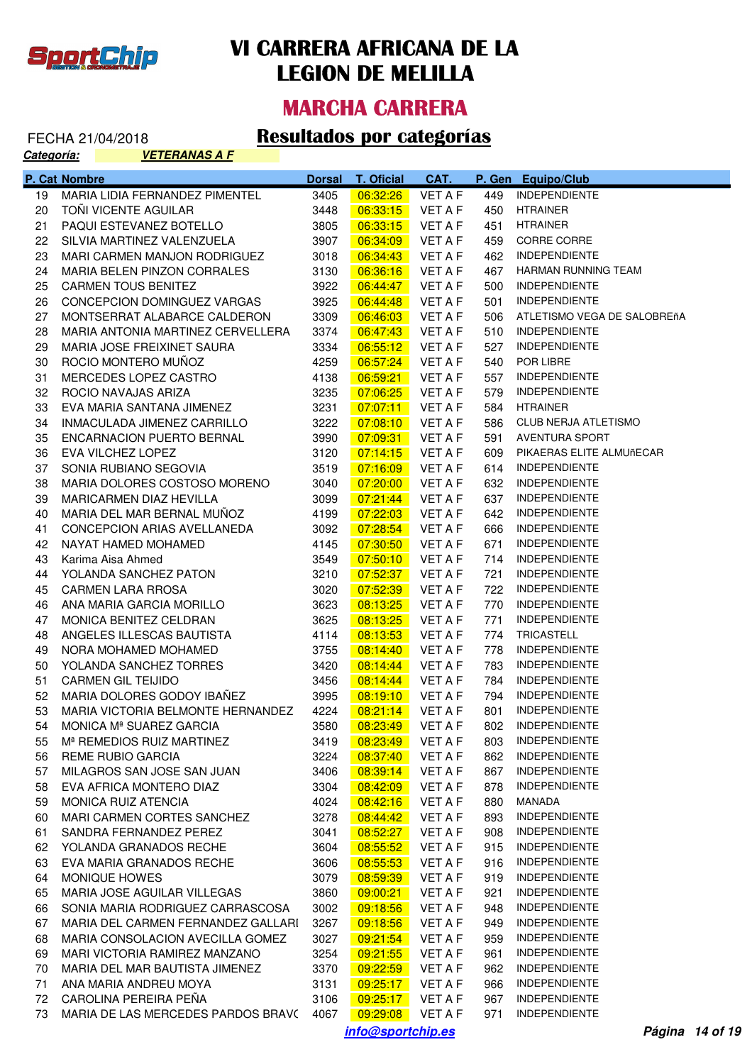# VI CARRERA AFRICANA DE LA LEGION DE MELILLA

## MARCHA CARRERA

FECHA 21/04/2018

## Resultados por categorías

***Categoría:*** ***VETERANAS A F***

| P. Cat | Nombre | Dorsal | T. Oficial | CAT. | P. Gen | Equipo/Club |
|---|---|---|---|---|---|---|
| 19 | MARIA LIDIA FERNANDEZ PIMENTEL | 3405 | 06:32:26 | VET A F | 449 | INDEPENDIENTE |
| 20 | TOÑI VICENTE AGUILAR | 3448 | 06:33:15 | VET A F | 450 | HTRAINER |
| 21 | PAQUI ESTEVANEZ BOTELLO | 3805 | 06:33:15 | VET A F | 451 | HTRAINER |
| 22 | SILVIA MARTINEZ VALENZUELA | 3907 | 06:34:09 | VET A F | 459 | CORRE CORRE |
| 23 | MARI CARMEN MANJON RODRIGUEZ | 3018 | 06:34:43 | VET A F | 462 | INDEPENDIENTE |
| 24 | MARIA BELEN PINZON CORRALES | 3130 | 06:36:16 | VET A F | 467 | HARMAN RUNNING TEAM |
| 25 | CARMEN TOUS BENITEZ | 3922 | 06:44:47 | VET A F | 500 | INDEPENDIENTE |
| 26 | CONCEPCION DOMINGUEZ VARGAS | 3925 | 06:44:48 | VET A F | 501 | INDEPENDIENTE |
| 27 | MONTSERRAT ALABARCE CALDERON | 3309 | 06:46:03 | VET A F | 506 | ATLETISMO VEGA DE SALOBREñA |
| 28 | MARIA ANTONIA MARTINEZ CERVELLERA | 3374 | 06:47:43 | VET A F | 510 | INDEPENDIENTE |
| 29 | MARIA JOSE FREIXINET SAURA | 3334 | 06:55:12 | VET A F | 527 | INDEPENDIENTE |
| 30 | ROCIO MONTERO MUÑOZ | 4259 | 06:57:24 | VET A F | 540 | POR LIBRE |
| 31 | MERCEDES LOPEZ CASTRO | 4138 | 06:59:21 | VET A F | 557 | INDEPENDIENTE |
| 32 | ROCIO NAVAJAS ARIZA | 3235 | 07:06:25 | VET A F | 579 | INDEPENDIENTE |
| 33 | EVA MARIA SANTANA JIMENEZ | 3231 | 07:07:11 | VET A F | 584 | HTRAINER |
| 34 | INMACULADA JIMENEZ CARRILLO | 3222 | 07:08:10 | VET A F | 586 | CLUB NERJA ATLETISMO |
| 35 | ENCARNACION PUERTO BERNAL | 3990 | 07:09:31 | VET A F | 591 | AVENTURA SPORT |
| 36 | EVA VILCHEZ LOPEZ | 3120 | 07:14:15 | VET A F | 609 | PIKAERAS ELITE ALMUñECAR |
| 37 | SONIA RUBIANO SEGOVIA | 3519 | 07:16:09 | VET A F | 614 | INDEPENDIENTE |
| 38 | MARIA DOLORES COSTOSO MORENO | 3040 | 07:20:00 | VET A F | 632 | INDEPENDIENTE |
| 39 | MARICARMEN DIAZ HEVILLA | 3099 | 07:21:44 | VET A F | 637 | INDEPENDIENTE |
| 40 | MARIA DEL MAR BERNAL MUÑOZ | 4199 | 07:22:03 | VET A F | 642 | INDEPENDIENTE |
| 41 | CONCEPCION ARIAS AVELLANEDA | 3092 | 07:28:54 | VET A F | 666 | INDEPENDIENTE |
| 42 | NAYAT HAMED MOHAMED | 4145 | 07:30:50 | VET A F | 671 | INDEPENDIENTE |
| 43 | Karima Aisa Ahmed | 3549 | 07:50:10 | VET A F | 714 | INDEPENDIENTE |
| 44 | YOLANDA SANCHEZ PATON | 3210 | 07:52:37 | VET A F | 721 | INDEPENDIENTE |
| 45 | CARMEN LARA RROSA | 3020 | 07:52:39 | VET A F | 722 | INDEPENDIENTE |
| 46 | ANA MARIA GARCIA MORILLO | 3623 | 08:13:25 | VET A F | 770 | INDEPENDIENTE |
| 47 | MONICA BENITEZ CELDRAN | 3625 | 08:13:25 | VET A F | 771 | INDEPENDIENTE |
| 48 | ANGELES ILLESCAS BAUTISTA | 4114 | 08:13:53 | VET A F | 774 | TRICASTELL |
| 49 | NORA MOHAMED MOHAMED | 3755 | 08:14:40 | VET A F | 778 | INDEPENDIENTE |
| 50 | YOLANDA SANCHEZ TORRES | 3420 | 08:14:44 | VET A F | 783 | INDEPENDIENTE |
| 51 | CARMEN GIL TEIJIDO | 3456 | 08:14:44 | VET A F | 784 | INDEPENDIENTE |
| 52 | MARIA DOLORES GODOY IBAÑEZ | 3995 | 08:19:10 | VET A F | 794 | INDEPENDIENTE |
| 53 | MARIA VICTORIA BELMONTE HERNANDEZ | 4224 | 08:21:14 | VET A F | 801 | INDEPENDIENTE |
| 54 | MONICA Mª SUAREZ GARCIA | 3580 | 08:23:49 | VET A F | 802 | INDEPENDIENTE |
| 55 | Mª REMEDIOS RUIZ MARTINEZ | 3419 | 08:23:49 | VET A F | 803 | INDEPENDIENTE |
| 56 | REME RUBIO GARCIA | 3224 | 08:37:40 | VET A F | 862 | INDEPENDIENTE |
| 57 | MILAGROS SAN JOSE SAN JUAN | 3406 | 08:39:14 | VET A F | 867 | INDEPENDIENTE |
| 58 | EVA AFRICA MONTERO DIAZ | 3304 | 08:42:09 | VET A F | 878 | INDEPENDIENTE |
| 59 | MONICA RUIZ ATENCIA | 4024 | 08:42:16 | VET A F | 880 | MANADA |
| 60 | MARI CARMEN CORTES SANCHEZ | 3278 | 08:44:42 | VET A F | 893 | INDEPENDIENTE |
| 61 | SANDRA FERNANDEZ PEREZ | 3041 | 08:52:27 | VET A F | 908 | INDEPENDIENTE |
| 62 | YOLANDA GRANADOS RECHE | 3604 | 08:55:52 | VET A F | 915 | INDEPENDIENTE |
| 63 | EVA MARIA GRANADOS RECHE | 3606 | 08:55:53 | VET A F | 916 | INDEPENDIENTE |
| 64 | MONIQUE HOWES | 3079 | 08:59:39 | VET A F | 919 | INDEPENDIENTE |
| 65 | MARIA JOSE AGUILAR VILLEGAS | 3860 | 09:00:21 | VET A F | 921 | INDEPENDIENTE |
| 66 | SONIA MARIA RODRIGUEZ CARRASCOSA | 3002 | 09:18:56 | VET A F | 948 | INDEPENDIENTE |
| 67 | MARIA DEL CARMEN FERNANDEZ GALLARI | 3267 | 09:18:56 | VET A F | 949 | INDEPENDIENTE |
| 68 | MARIA CONSOLACION AVECILLA GOMEZ | 3027 | 09:21:54 | VET A F | 959 | INDEPENDIENTE |
| 69 | MARI VICTORIA RAMIREZ MANZANO | 3254 | 09:21:55 | VET A F | 961 | INDEPENDIENTE |
| 70 | MARIA DEL MAR BAUTISTA JIMENEZ | 3370 | 09:22:59 | VET A F | 962 | INDEPENDIENTE |
| 71 | ANA MARIA ANDREU MOYA | 3131 | 09:25:17 | VET A F | 966 | INDEPENDIENTE |
| 72 | CAROLINA PEREIRA PEÑA | 3106 | 09:25:17 | VET A F | 967 | INDEPENDIENTE |
| 73 | MARIA DE LAS MERCEDES PARDOS BRAV( | 4067 | 09:29:08 | VET A F | 971 | INDEPENDIENTE |

info@sportchip.es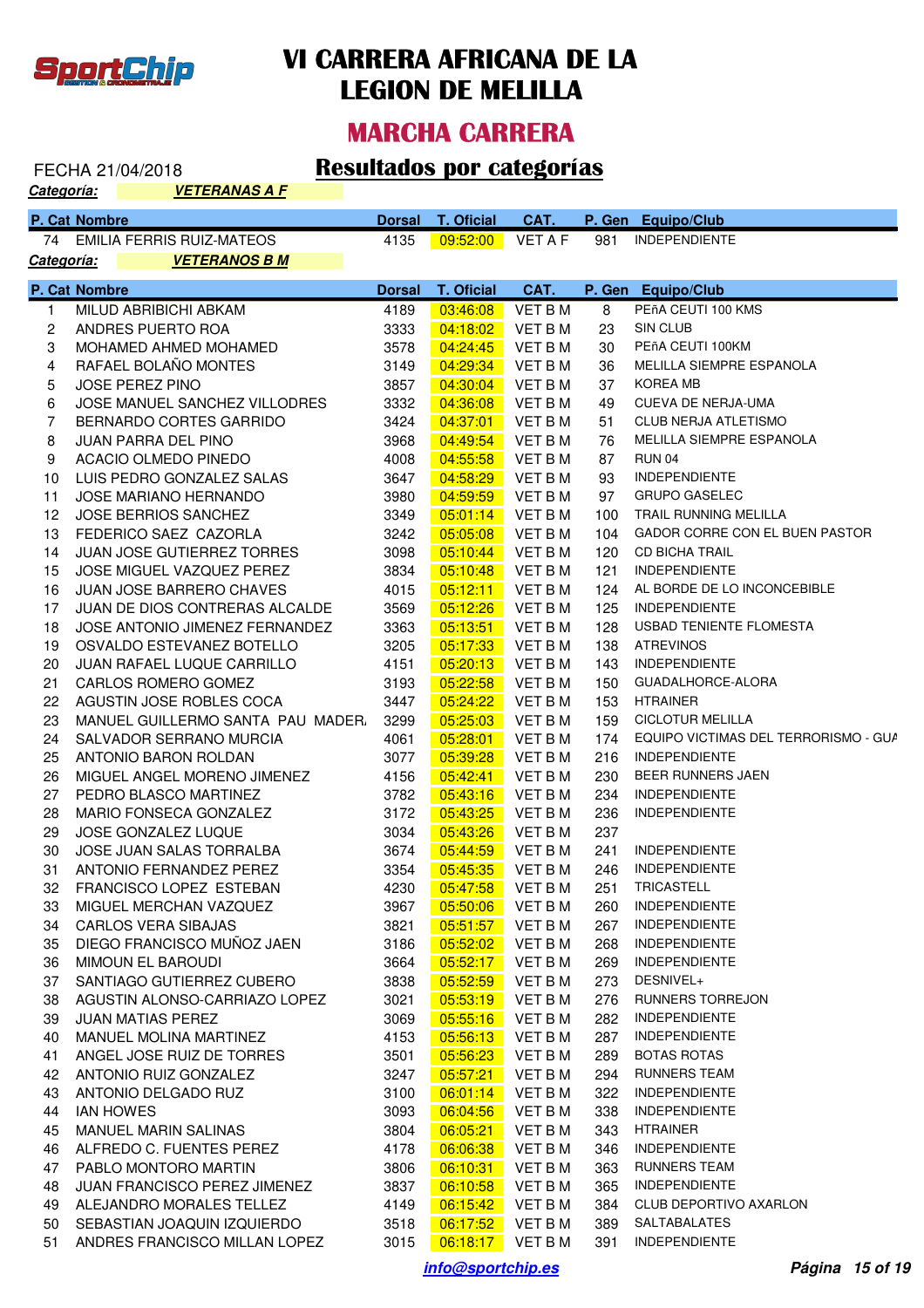# VI CARRERA AFRICANA DE LA LEGION DE MELILLA

## MARCHA CARRERA

FECHA 21/04/2018

## Resultados por categorías

***Categoría:*** ***VETERANAS A F***

| P. Cat | Nombre | Dorsal | T. Oficial | CAT. | P. Gen | Equipo/Club |
|---|---|---|---|---|---|---|
| 74 | EMILIA FERRIS RUIZ-MATEOS | 4135 | 09:52:00 | VET A F | 981 | INDEPENDIENTE |

***Categoría:*** ***VETERANOS B M***

| P. Cat | Nombre | Dorsal | T. Oficial | CAT. | P. Gen | Equipo/Club |
|---|---|---|---|---|---|---|
| 1 | MILUD ABRIBICHI ABKAM | 4189 | 03:46:08 | VET B M | 8 | PEñA CEUTI 100 KMS |
| 2 | ANDRES PUERTO ROA | 3333 | 04:18:02 | VET B M | 23 | SIN CLUB |
| 3 | MOHAMED AHMED MOHAMED | 3578 | 04:24:45 | VET B M | 30 | PEñA CEUTI 100KM |
| 4 | RAFAEL BOLAÑO MONTES | 3149 | 04:29:34 | VET B M | 36 | MELILLA SIEMPRE ESPANOLA |
| 5 | JOSE PEREZ PINO | 3857 | 04:30:04 | VET B M | 37 | KOREA MB |
| 6 | JOSE MANUEL SANCHEZ VILLODRES | 3332 | 04:36:08 | VET B M | 49 | CUEVA DE NERJA-UMA |
| 7 | BERNARDO CORTES GARRIDO | 3424 | 04:37:01 | VET B M | 51 | CLUB NERJA ATLETISMO |
| 8 | JUAN PARRA DEL PINO | 3968 | 04:49:54 | VET B M | 76 | MELILLA SIEMPRE ESPANOLA |
| 9 | ACACIO OLMEDO PINEDO | 4008 | 04:55:58 | VET B M | 87 | RUN 04 |
| 10 | LUIS PEDRO GONZALEZ SALAS | 3647 | 04:58:29 | VET B M | 93 | INDEPENDIENTE |
| 11 | JOSE MARIANO HERNANDO | 3980 | 04:59:59 | VET B M | 97 | GRUPO GASELEC |
| 12 | JOSE BERRIOS SANCHEZ | 3349 | 05:01:14 | VET B M | 100 | TRAIL RUNNING MELILLA |
| 13 | FEDERICO SAEZ CAZORLA | 3242 | 05:05:08 | VET B M | 104 | GADOR CORRE CON EL BUEN PASTOR |
| 14 | JUAN JOSE GUTIERREZ TORRES | 3098 | 05:10:44 | VET B M | 120 | CD BICHA TRAIL |
| 15 | JOSE MIGUEL VAZQUEZ PEREZ | 3834 | 05:10:48 | VET B M | 121 | INDEPENDIENTE |
| 16 | JUAN JOSE BARRERO CHAVES | 4015 | 05:12:11 | VET B M | 124 | AL BORDE DE LO INCONCEBIBLE |
| 17 | JUAN DE DIOS CONTRERAS ALCALDE | 3569 | 05:12:26 | VET B M | 125 | INDEPENDIENTE |
| 18 | JOSE ANTONIO JIMENEZ FERNANDEZ | 3363 | 05:13:51 | VET B M | 128 | USBAD TENIENTE FLOMESTA |
| 19 | OSVALDO ESTEVANEZ BOTELLO | 3205 | 05:17:33 | VET B M | 138 | ATREVINOS |
| 20 | JUAN RAFAEL LUQUE CARRILLO | 4151 | 05:20:13 | VET B M | 143 | INDEPENDIENTE |
| 21 | CARLOS ROMERO GOMEZ | 3193 | 05:22:58 | VET B M | 150 | GUADALHORCE-ALORA |
| 22 | AGUSTIN JOSE ROBLES COCA | 3447 | 05:24:22 | VET B M | 153 | HTRAINER |
| 23 | MANUEL GUILLERMO SANTA PAU MADER. | 3299 | 05:25:03 | VET B M | 159 | CICLOTUR MELILLA |
| 24 | SALVADOR SERRANO MURCIA | 4061 | 05:28:01 | VET B M | 174 | EQUIPO VICTIMAS DEL TERRORISMO - GUA |
| 25 | ANTONIO BARON ROLDAN | 3077 | 05:39:28 | VET B M | 216 | INDEPENDIENTE |
| 26 | MIGUEL ANGEL MORENO JIMENEZ | 4156 | 05:42:41 | VET B M | 230 | BEER RUNNERS JAEN |
| 27 | PEDRO BLASCO MARTINEZ | 3782 | 05:43:16 | VET B M | 234 | INDEPENDIENTE |
| 28 | MARIO FONSECA GONZALEZ | 3172 | 05:43:25 | VET B M | 236 | INDEPENDIENTE |
| 29 | JOSE GONZALEZ LUQUE | 3034 | 05:43:26 | VET B M | 237 | |
| 30 | JOSE JUAN SALAS TORRALBA | 3674 | 05:44:59 | VET B M | 241 | INDEPENDIENTE |
| 31 | ANTONIO FERNANDEZ PEREZ | 3354 | 05:45:35 | VET B M | 246 | INDEPENDIENTE |
| 32 | FRANCISCO LOPEZ ESTEBAN | 4230 | 05:47:58 | VET B M | 251 | TRICASTELL |
| 33 | MIGUEL MERCHAN VAZQUEZ | 3967 | 05:50:06 | VET B M | 260 | INDEPENDIENTE |
| 34 | CARLOS VERA SIBAJAS | 3821 | 05:51:57 | VET B M | 267 | INDEPENDIENTE |
| 35 | DIEGO FRANCISCO MUÑOZ JAEN | 3186 | 05:52:02 | VET B M | 268 | INDEPENDIENTE |
| 36 | MIMOUN EL BAROUDI | 3664 | 05:52:17 | VET B M | 269 | INDEPENDIENTE |
| 37 | SANTIAGO GUTIERREZ CUBERO | 3838 | 05:52:59 | VET B M | 273 | DESNIVEL+ |
| 38 | AGUSTIN ALONSO-CARRIAZO LOPEZ | 3021 | 05:53:19 | VET B M | 276 | RUNNERS TORREJON |
| 39 | JUAN MATIAS PEREZ | 3069 | 05:55:16 | VET B M | 282 | INDEPENDIENTE |
| 40 | MANUEL MOLINA MARTINEZ | 4153 | 05:56:13 | VET B M | 287 | INDEPENDIENTE |
| 41 | ANGEL JOSE RUIZ DE TORRES | 3501 | 05:56:23 | VET B M | 289 | BOTAS ROTAS |
| 42 | ANTONIO RUIZ GONZALEZ | 3247 | 05:57:21 | VET B M | 294 | RUNNERS TEAM |
| 43 | ANTONIO DELGADO RUZ | 3100 | 06:01:14 | VET B M | 322 | INDEPENDIENTE |
| 44 | IAN HOWES | 3093 | 06:04:56 | VET B M | 338 | INDEPENDIENTE |
| 45 | MANUEL MARIN SALINAS | 3804 | 06:05:21 | VET B M | 343 | HTRAINER |
| 46 | ALFREDO C. FUENTES PEREZ | 4178 | 06:06:38 | VET B M | 346 | INDEPENDIENTE |
| 47 | PABLO MONTORO MARTIN | 3806 | 06:10:31 | VET B M | 363 | RUNNERS TEAM |
| 48 | JUAN FRANCISCO PEREZ JIMENEZ | 3837 | 06:10:58 | VET B M | 365 | INDEPENDIENTE |
| 49 | ALEJANDRO MORALES TELLEZ | 4149 | 06:15:42 | VET B M | 384 | CLUB DEPORTIVO AXARLON |
| 50 | SEBASTIAN JOAQUIN IZQUIERDO | 3518 | 06:17:52 | VET B M | 389 | SALTABALATES |
| 51 | ANDRES FRANCISCO MILLAN LOPEZ | 3015 | 06:18:17 | VET B M | 391 | INDEPENDIENTE |

info@sportchip.es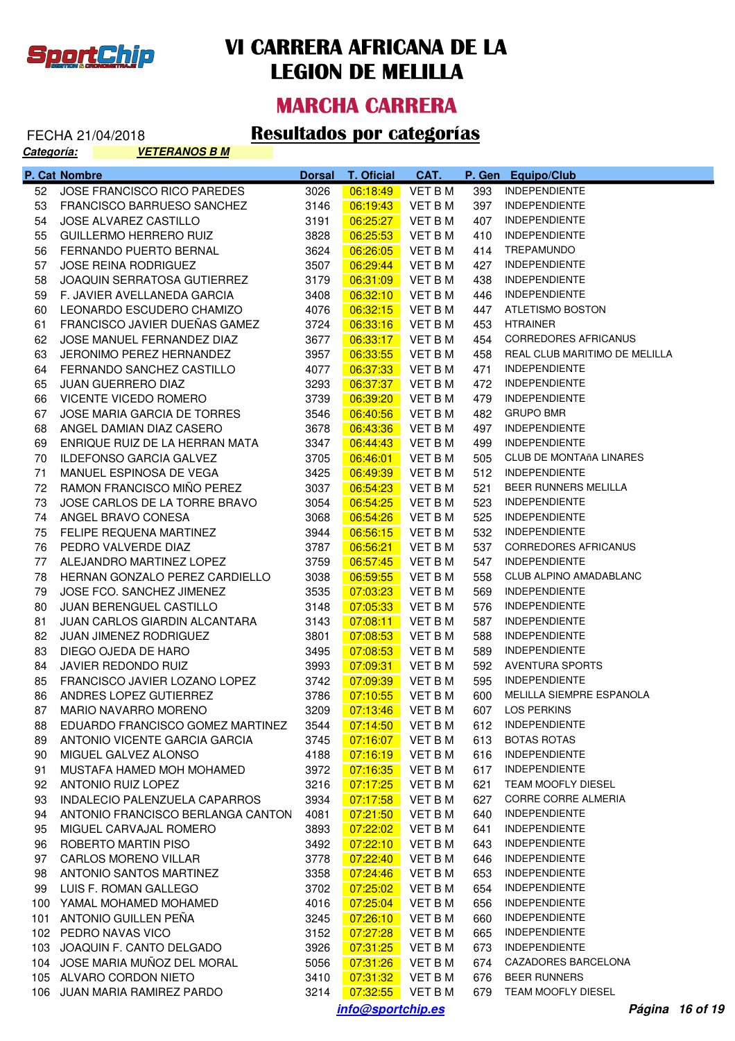# VI CARRERA AFRICANA DE LA LEGION DE MELILLA

## MARCHA CARRERA

FECHA 21/04/2018

## Resultados por categorías

***Categoría:*** ***VETERANOS B M***

| P. Cat | Nombre | Dorsal | T. Oficial | CAT. | P. Gen | Equipo/Club |
|---|---|---|---|---|---|---|
| 52 | JOSE FRANCISCO RICO PAREDES | 3026 | 06:18:49 | VET B M | 393 | INDEPENDIENTE |
| 53 | FRANCISCO BARRUESO SANCHEZ | 3146 | 06:19:43 | VET B M | 397 | INDEPENDIENTE |
| 54 | JOSE ALVAREZ CASTILLO | 3191 | 06:25:27 | VET B M | 407 | INDEPENDIENTE |
| 55 | GUILLERMO HERRERO RUIZ | 3828 | 06:25:53 | VET B M | 410 | INDEPENDIENTE |
| 56 | FERNANDO PUERTO BERNAL | 3624 | 06:26:05 | VET B M | 414 | TREPAMUNDO |
| 57 | JOSE REINA RODRIGUEZ | 3507 | 06:29:44 | VET B M | 427 | INDEPENDIENTE |
| 58 | JOAQUIN SERRATOSA GUTIERREZ | 3179 | 06:31:09 | VET B M | 438 | INDEPENDIENTE |
| 59 | F. JAVIER AVELLANEDA GARCIA | 3408 | 06:32:10 | VET B M | 446 | INDEPENDIENTE |
| 60 | LEONARDO ESCUDERO CHAMIZO | 4076 | 06:32:15 | VET B M | 447 | ATLETISMO BOSTON |
| 61 | FRANCISCO JAVIER DUEÑAS GAMEZ | 3724 | 06:33:16 | VET B M | 453 | HTRAINER |
| 62 | JOSE MANUEL FERNANDEZ DIAZ | 3677 | 06:33:17 | VET B M | 454 | CORREDORES AFRICANUS |
| 63 | JERONIMO PEREZ HERNANDEZ | 3957 | 06:33:55 | VET B M | 458 | REAL CLUB MARITIMO DE MELILLA |
| 64 | FERNANDO SANCHEZ CASTILLO | 4077 | 06:37:33 | VET B M | 471 | INDEPENDIENTE |
| 65 | JUAN GUERRERO DIAZ | 3293 | 06:37:37 | VET B M | 472 | INDEPENDIENTE |
| 66 | VICENTE VICEDO ROMERO | 3739 | 06:39:20 | VET B M | 479 | INDEPENDIENTE |
| 67 | JOSE MARIA GARCIA DE TORRES | 3546 | 06:40:56 | VET B M | 482 | GRUPO BMR |
| 68 | ANGEL DAMIAN DIAZ CASERO | 3678 | 06:43:36 | VET B M | 497 | INDEPENDIENTE |
| 69 | ENRIQUE RUIZ DE LA HERRAN MATA | 3347 | 06:44:43 | VET B M | 499 | INDEPENDIENTE |
| 70 | ILDEFONSO GARCIA GALVEZ | 3705 | 06:46:01 | VET B M | 505 | CLUB DE MONTAñA LINARES |
| 71 | MANUEL ESPINOSA DE VEGA | 3425 | 06:49:39 | VET B M | 512 | INDEPENDIENTE |
| 72 | RAMON FRANCISCO MIÑO PEREZ | 3037 | 06:54:23 | VET B M | 521 | BEER RUNNERS MELILLA |
| 73 | JOSE CARLOS DE LA TORRE BRAVO | 3054 | 06:54:25 | VET B M | 523 | INDEPENDIENTE |
| 74 | ANGEL BRAVO CONESA | 3068 | 06:54:26 | VET B M | 525 | INDEPENDIENTE |
| 75 | FELIPE REQUENA MARTINEZ | 3944 | 06:56:15 | VET B M | 532 | INDEPENDIENTE |
| 76 | PEDRO VALVERDE DIAZ | 3787 | 06:56:21 | VET B M | 537 | CORREDORES AFRICANUS |
| 77 | ALEJANDRO MARTINEZ LOPEZ | 3759 | 06:57:45 | VET B M | 547 | INDEPENDIENTE |
| 78 | HERNAN GONZALO PEREZ CARDIELLO | 3038 | 06:59:55 | VET B M | 558 | CLUB ALPINO AMADABLANC |
| 79 | JOSE FCO. SANCHEZ JIMENEZ | 3535 | 07:03:23 | VET B M | 569 | INDEPENDIENTE |
| 80 | JUAN BERENGUEL CASTILLO | 3148 | 07:05:33 | VET B M | 576 | INDEPENDIENTE |
| 81 | JUAN CARLOS GIARDIN ALCANTARA | 3143 | 07:08:11 | VET B M | 587 | INDEPENDIENTE |
| 82 | JUAN JIMENEZ RODRIGUEZ | 3801 | 07:08:53 | VET B M | 588 | INDEPENDIENTE |
| 83 | DIEGO OJEDA DE HARO | 3495 | 07:08:53 | VET B M | 589 | INDEPENDIENTE |
| 84 | JAVIER REDONDO RUIZ | 3993 | 07:09:31 | VET B M | 592 | AVENTURA SPORTS |
| 85 | FRANCISCO JAVIER LOZANO LOPEZ | 3742 | 07:09:39 | VET B M | 595 | INDEPENDIENTE |
| 86 | ANDRES LOPEZ GUTIERREZ | 3786 | 07:10:55 | VET B M | 600 | MELILLA SIEMPRE ESPANOLA |
| 87 | MARIO NAVARRO MORENO | 3209 | 07:13:46 | VET B M | 607 | LOS PERKINS |
| 88 | EDUARDO FRANCISCO GOMEZ MARTINEZ | 3544 | 07:14:50 | VET B M | 612 | INDEPENDIENTE |
| 89 | ANTONIO VICENTE GARCIA GARCIA | 3745 | 07:16:07 | VET B M | 613 | BOTAS ROTAS |
| 90 | MIGUEL GALVEZ ALONSO | 4188 | 07:16:19 | VET B M | 616 | INDEPENDIENTE |
| 91 | MUSTAFA HAMED MOH MOHAMED | 3972 | 07:16:35 | VET B M | 617 | INDEPENDIENTE |
| 92 | ANTONIO RUIZ LOPEZ | 3216 | 07:17:25 | VET B M | 621 | TEAM MOOFLY DIESEL |
| 93 | INDALECIO PALENZUELA CAPARROS | 3934 | 07:17:58 | VET B M | 627 | CORRE CORRE ALMERIA |
| 94 | ANTONIO FRANCISCO BERLANGA CANTON | 4081 | 07:21:50 | VET B M | 640 | INDEPENDIENTE |
| 95 | MIGUEL CARVAJAL ROMERO | 3893 | 07:22:02 | VET B M | 641 | INDEPENDIENTE |
| 96 | ROBERTO MARTIN PISO | 3492 | 07:22:10 | VET B M | 643 | INDEPENDIENTE |
| 97 | CARLOS MORENO VILLAR | 3778 | 07:22:40 | VET B M | 646 | INDEPENDIENTE |
| 98 | ANTONIO SANTOS MARTINEZ | 3358 | 07:24:46 | VET B M | 653 | INDEPENDIENTE |
| 99 | LUIS F. ROMAN GALLEGO | 3702 | 07:25:02 | VET B M | 654 | INDEPENDIENTE |
| 100 | YAMAL MOHAMED MOHAMED | 4016 | 07:25:04 | VET B M | 656 | INDEPENDIENTE |
| 101 | ANTONIO GUILLEN PEÑA | 3245 | 07:26:10 | VET B M | 660 | INDEPENDIENTE |
| 102 | PEDRO NAVAS VICO | 3152 | 07:27:28 | VET B M | 665 | INDEPENDIENTE |
| 103 | JOAQUIN F. CANTO DELGADO | 3926 | 07:31:25 | VET B M | 673 | INDEPENDIENTE |
| 104 | JOSE MARIA MUÑOZ DEL MORAL | 5056 | 07:31:26 | VET B M | 674 | CAZADORES BARCELONA |
| 105 | ALVARO CORDON NIETO | 3410 | 07:31:32 | VET B M | 676 | BEER RUNNERS |
| 106 | JUAN MARIA RAMIREZ PARDO | 3214 | 07:32:55 | VET B M | 679 | TEAM MOOFLY DIESEL |

***info@sportchip.es***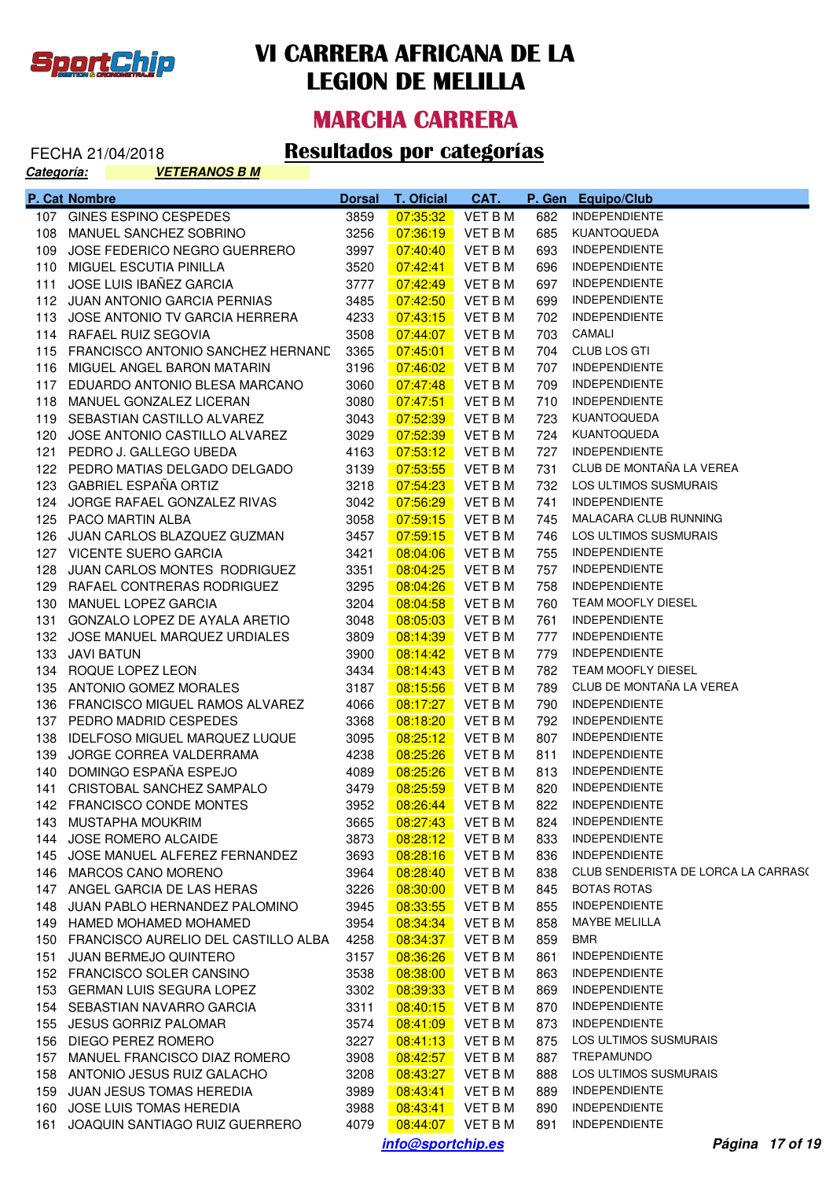# VI CARRERA AFRICANA DE LA LEGION DE MELILLA

## MARCHA CARRERA

FECHA 21/04/2018

## Resultados por categorías

***Categoría:*** ***VETERANOS B M***

| P. Cat | Nombre | Dorsal | T. Oficial | CAT. | P. Gen | Equipo/Club |
|---|---|---|---|---|---|---|
| 107 | GINES ESPINO CESPEDES | 3859 | 07:35:32 | VET B M | 682 | INDEPENDIENTE |
| 108 | MANUEL SANCHEZ SOBRINO | 3256 | 07:36:19 | VET B M | 685 | KUANTOQUEDA |
| 109 | JOSE FEDERICO NEGRO GUERRERO | 3997 | 07:40:40 | VET B M | 693 | INDEPENDIENTE |
| 110 | MIGUEL ESCUTIA PINILLA | 3520 | 07:42:41 | VET B M | 696 | INDEPENDIENTE |
| 111 | JOSE LUIS IBAÑEZ GARCIA | 3777 | 07:42:49 | VET B M | 697 | INDEPENDIENTE |
| 112 | JUAN ANTONIO GARCIA PERNIAS | 3485 | 07:42:50 | VET B M | 699 | INDEPENDIENTE |
| 113 | JOSE ANTONIO TV GARCIA HERRERA | 4233 | 07:43:15 | VET B M | 702 | INDEPENDIENTE |
| 114 | RAFAEL RUIZ SEGOVIA | 3508 | 07:44:07 | VET B M | 703 | CAMALI |
| 115 | FRANCISCO ANTONIO SANCHEZ HERNANE | 3365 | 07:45:01 | VET B M | 704 | CLUB LOS GTI |
| 116 | MIGUEL ANGEL BARON MATARIN | 3196 | 07:46:02 | VET B M | 707 | INDEPENDIENTE |
| 117 | EDUARDO ANTONIO BLESA MARCANO | 3060 | 07:47:48 | VET B M | 709 | INDEPENDIENTE |
| 118 | MANUEL GONZALEZ LICERAN | 3080 | 07:47:51 | VET B M | 710 | INDEPENDIENTE |
| 119 | SEBASTIAN CASTILLO ALVAREZ | 3043 | 07:52:39 | VET B M | 723 | KUANTOQUEDA |
| 120 | JOSE ANTONIO CASTILLO ALVAREZ | 3029 | 07:52:39 | VET B M | 724 | KUANTOQUEDA |
| 121 | PEDRO J. GALLEGO UBEDA | 4163 | 07:53:12 | VET B M | 727 | INDEPENDIENTE |
| 122 | PEDRO MATIAS DELGADO DELGADO | 3139 | 07:53:55 | VET B M | 731 | CLUB DE MONTAÑA LA VEREA |
| 123 | GABRIEL ESPAÑA ORTIZ | 3218 | 07:54:23 | VET B M | 732 | LOS ULTIMOS SUSMURAIS |
| 124 | JORGE RAFAEL GONZALEZ RIVAS | 3042 | 07:56:29 | VET B M | 741 | INDEPENDIENTE |
| 125 | PACO MARTIN ALBA | 3058 | 07:59:15 | VET B M | 745 | MALACARA CLUB RUNNING |
| 126 | JUAN CARLOS BLAZQUEZ GUZMAN | 3457 | 07:59:15 | VET B M | 746 | LOS ULTIMOS SUSMURAIS |
| 127 | VICENTE SUERO GARCIA | 3421 | 08:04:06 | VET B M | 755 | INDEPENDIENTE |
| 128 | JUAN CARLOS MONTES RODRIGUEZ | 3351 | 08:04:25 | VET B M | 757 | INDEPENDIENTE |
| 129 | RAFAEL CONTRERAS RODRIGUEZ | 3295 | 08:04:26 | VET B M | 758 | INDEPENDIENTE |
| 130 | MANUEL LOPEZ GARCIA | 3204 | 08:04:58 | VET B M | 760 | TEAM MOOFLY DIESEL |
| 131 | GONZALO LOPEZ DE AYALA ARETIO | 3048 | 08:05:03 | VET B M | 761 | INDEPENDIENTE |
| 132 | JOSE MANUEL MARQUEZ URDIALES | 3809 | 08:14:39 | VET B M | 777 | INDEPENDIENTE |
| 133 | JAVI BATUN | 3900 | 08:14:42 | VET B M | 779 | INDEPENDIENTE |
| 134 | ROQUE LOPEZ LEON | 3434 | 08:14:43 | VET B M | 782 | TEAM MOOFLY DIESEL |
| 135 | ANTONIO GOMEZ MORALES | 3187 | 08:15:56 | VET B M | 789 | CLUB DE MONTAÑA LA VEREA |
| 136 | FRANCISCO MIGUEL RAMOS ALVAREZ | 4066 | 08:17:27 | VET B M | 790 | INDEPENDIENTE |
| 137 | PEDRO MADRID CESPEDES | 3368 | 08:18:20 | VET B M | 792 | INDEPENDIENTE |
| 138 | IDELFOSO MIGUEL MARQUEZ LUQUE | 3095 | 08:25:12 | VET B M | 807 | INDEPENDIENTE |
| 139 | JORGE CORREA VALDERRAMA | 4238 | 08:25:26 | VET B M | 811 | INDEPENDIENTE |
| 140 | DOMINGO ESPAÑA ESPEJO | 4089 | 08:25:26 | VET B M | 813 | INDEPENDIENTE |
| 141 | CRISTOBAL SANCHEZ SAMPALO | 3479 | 08:25:59 | VET B M | 820 | INDEPENDIENTE |
| 142 | FRANCISCO CONDE MONTES | 3952 | 08:26:44 | VET B M | 822 | INDEPENDIENTE |
| 143 | MUSTAPHA MOUKRIM | 3665 | 08:27:43 | VET B M | 824 | INDEPENDIENTE |
| 144 | JOSE ROMERO ALCAIDE | 3873 | 08:28:12 | VET B M | 833 | INDEPENDIENTE |
| 145 | JOSE MANUEL ALFEREZ FERNANDEZ | 3693 | 08:28:16 | VET B M | 836 | INDEPENDIENTE |
| 146 | MARCOS CANO MORENO | 3964 | 08:28:40 | VET B M | 838 | CLUB SENDERISTA DE LORCA LA CARRASC |
| 147 | ANGEL GARCIA DE LAS HERAS | 3226 | 08:30:00 | VET B M | 845 | BOTAS ROTAS |
| 148 | JUAN PABLO HERNANDEZ PALOMINO | 3945 | 08:33:55 | VET B M | 855 | INDEPENDIENTE |
| 149 | HAMED MOHAMED MOHAMED | 3954 | 08:34:34 | VET B M | 858 | MAYBE MELILLA |
| 150 | FRANCISCO AURELIO DEL CASTILLO ALBA | 4258 | 08:34:37 | VET B M | 859 | BMR |
| 151 | JUAN BERMEJO QUINTERO | 3157 | 08:36:26 | VET B M | 861 | INDEPENDIENTE |
| 152 | FRANCISCO SOLER CANSINO | 3538 | 08:38:00 | VET B M | 863 | INDEPENDIENTE |
| 153 | GERMAN LUIS SEGURA LOPEZ | 3302 | 08:39:33 | VET B M | 869 | INDEPENDIENTE |
| 154 | SEBASTIAN NAVARRO GARCIA | 3311 | 08:40:15 | VET B M | 870 | INDEPENDIENTE |
| 155 | JESUS GORRIZ PALOMAR | 3574 | 08:41:09 | VET B M | 873 | INDEPENDIENTE |
| 156 | DIEGO PEREZ ROMERO | 3227 | 08:41:13 | VET B M | 875 | LOS ULTIMOS SUSMURAIS |
| 157 | MANUEL FRANCISCO DIAZ ROMERO | 3908 | 08:42:57 | VET B M | 887 | TREPAMUNDO |
| 158 | ANTONIO JESUS RUIZ GALACHO | 3208 | 08:43:27 | VET B M | 888 | LOS ULTIMOS SUSMURAIS |
| 159 | JUAN JESUS TOMAS HEREDIA | 3989 | 08:43:41 | VET B M | 889 | INDEPENDIENTE |
| 160 | JOSE LUIS TOMAS HEREDIA | 3988 | 08:43:41 | VET B M | 890 | INDEPENDIENTE |
| 161 | JOAQUIN SANTIAGO RUIZ GUERRERO | 4079 | 08:44:07 | VET B M | 891 | INDEPENDIENTE |

info@sportchip.es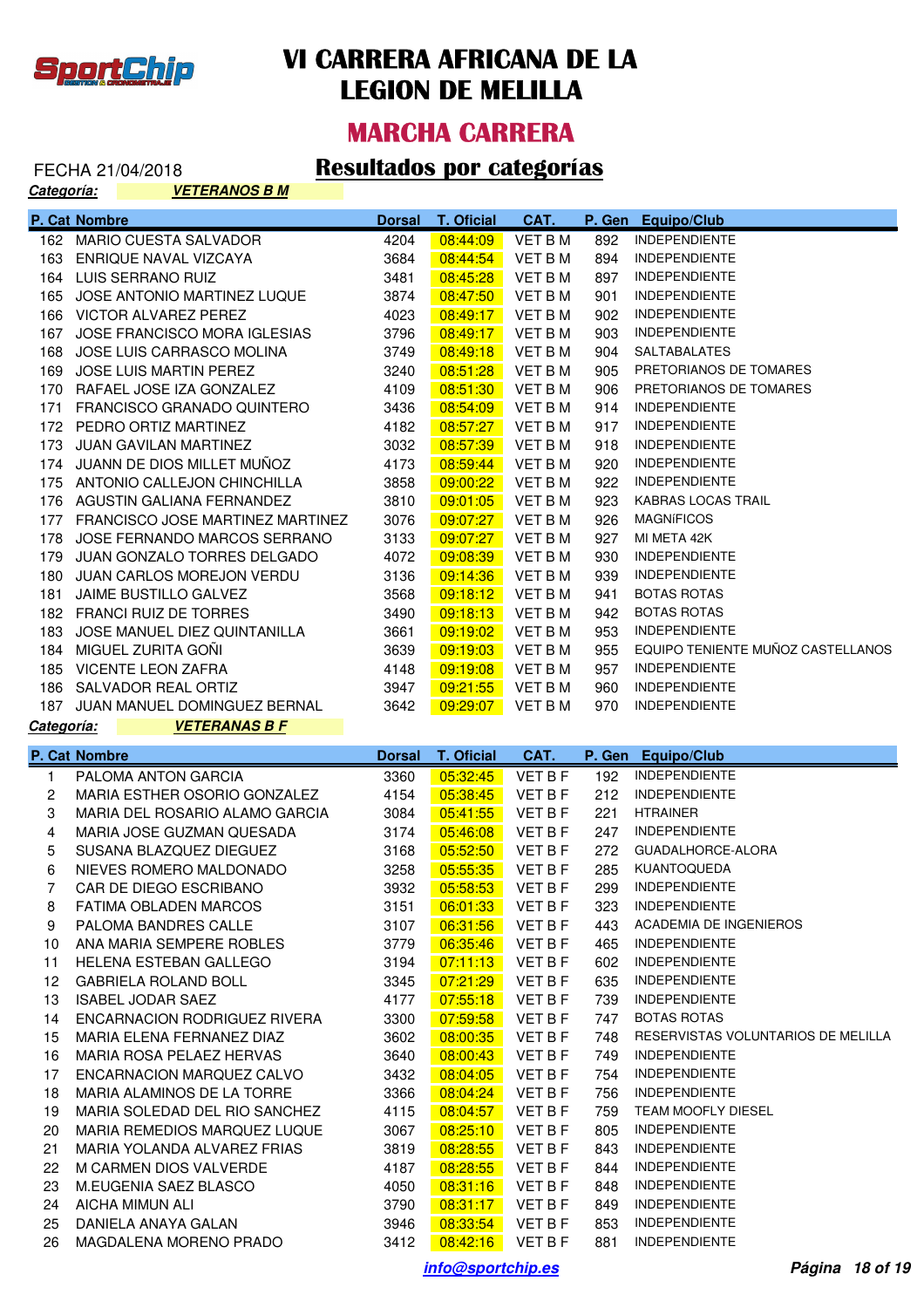# VI CARRERA AFRICANA DE LA LEGION DE MELILLA

## MARCHA CARRERA

FECHA 21/04/2018

## Resultados por categorías

***Categoría:*** ***VETERANOS B M***

| P. Cat | Nombre | Dorsal | T. Oficial | CAT. | P. Gen | Equipo/Club |
|---|---|---|---|---|---|---|
| 162 | MARIO CUESTA SALVADOR | 4204 | 08:44:09 | VET B M | 892 | INDEPENDIENTE |
| 163 | ENRIQUE NAVAL VIZCAYA | 3684 | 08:44:54 | VET B M | 894 | INDEPENDIENTE |
| 164 | LUIS SERRANO RUIZ | 3481 | 08:45:28 | VET B M | 897 | INDEPENDIENTE |
| 165 | JOSE ANTONIO MARTINEZ LUQUE | 3874 | 08:47:50 | VET B M | 901 | INDEPENDIENTE |
| 166 | VICTOR ALVAREZ PEREZ | 4023 | 08:49:17 | VET B M | 902 | INDEPENDIENTE |
| 167 | JOSE FRANCISCO MORA IGLESIAS | 3796 | 08:49:17 | VET B M | 903 | INDEPENDIENTE |
| 168 | JOSE LUIS CARRASCO MOLINA | 3749 | 08:49:18 | VET B M | 904 | SALTABALATES |
| 169 | JOSE LUIS MARTIN PEREZ | 3240 | 08:51:28 | VET B M | 905 | PRETORIANOS DE TOMARES |
| 170 | RAFAEL JOSE IZA GONZALEZ | 4109 | 08:51:30 | VET B M | 906 | PRETORIANOS DE TOMARES |
| 171 | FRANCISCO GRANADO QUINTERO | 3436 | 08:54:09 | VET B M | 914 | INDEPENDIENTE |
| 172 | PEDRO ORTIZ MARTINEZ | 4182 | 08:57:27 | VET B M | 917 | INDEPENDIENTE |
| 173 | JUAN GAVILAN MARTINEZ | 3032 | 08:57:39 | VET B M | 918 | INDEPENDIENTE |
| 174 | JUANN DE DIOS MILLET MUÑOZ | 4173 | 08:59:44 | VET B M | 920 | INDEPENDIENTE |
| 175 | ANTONIO CALLEJON CHINCHILLA | 3858 | 09:00:22 | VET B M | 922 | INDEPENDIENTE |
| 176 | AGUSTIN GALIANA FERNANDEZ | 3810 | 09:01:05 | VET B M | 923 | KABRAS LOCAS TRAIL |
| 177 | FRANCISCO JOSE MARTINEZ MARTINEZ | 3076 | 09:07:27 | VET B M | 926 | MAGNíFICOS |
| 178 | JOSE FERNANDO MARCOS SERRANO | 3133 | 09:07:27 | VET B M | 927 | MI META 42K |
| 179 | JUAN GONZALO TORRES DELGADO | 4072 | 09:08:39 | VET B M | 930 | INDEPENDIENTE |
| 180 | JUAN CARLOS MOREJON VERDU | 3136 | 09:14:36 | VET B M | 939 | INDEPENDIENTE |
| 181 | JAIME BUSTILLO GALVEZ | 3568 | 09:18:12 | VET B M | 941 | BOTAS ROTAS |
| 182 | FRANCI RUIZ DE TORRES | 3490 | 09:18:13 | VET B M | 942 | BOTAS ROTAS |
| 183 | JOSE MANUEL DIEZ QUINTANILLA | 3661 | 09:19:02 | VET B M | 953 | INDEPENDIENTE |
| 184 | MIGUEL ZURITA GOÑI | 3639 | 09:19:03 | VET B M | 955 | EQUIPO TENIENTE MUÑOZ CASTELLANOS |
| 185 | VICENTE LEON ZAFRA | 4148 | 09:19:08 | VET B M | 957 | INDEPENDIENTE |
| 186 | SALVADOR REAL ORTIZ | 3947 | 09:21:55 | VET B M | 960 | INDEPENDIENTE |
| 187 | JUAN MANUEL DOMINGUEZ BERNAL | 3642 | 09:29:07 | VET B M | 970 | INDEPENDIENTE |

***Categoría:*** ***VETERANAS B F***

| P. Cat | Nombre | Dorsal | T. Oficial | CAT. | P. Gen | Equipo/Club |
|---|---|---|---|---|---|---|
| 1 | PALOMA ANTON GARCIA | 3360 | 05:32:45 | VET B F | 192 | INDEPENDIENTE |
| 2 | MARIA ESTHER OSORIO GONZALEZ | 4154 | 05:38:45 | VET B F | 212 | INDEPENDIENTE |
| 3 | MARIA DEL ROSARIO ALAMO GARCIA | 3084 | 05:41:55 | VET B F | 221 | HTRAINER |
| 4 | MARIA JOSE GUZMAN QUESADA | 3174 | 05:46:08 | VET B F | 247 | INDEPENDIENTE |
| 5 | SUSANA BLAZQUEZ DIEGUEZ | 3168 | 05:52:50 | VET B F | 272 | GUADALHORCE-ALORA |
| 6 | NIEVES ROMERO MALDONADO | 3258 | 05:55:35 | VET B F | 285 | KUANTOQUEDA |
| 7 | CAR DE DIEGO ESCRIBANO | 3932 | 05:58:53 | VET B F | 299 | INDEPENDIENTE |
| 8 | FATIMA OBLADEN MARCOS | 3151 | 06:01:33 | VET B F | 323 | INDEPENDIENTE |
| 9 | PALOMA BANDRES CALLE | 3107 | 06:31:56 | VET B F | 443 | ACADEMIA DE INGENIEROS |
| 10 | ANA MARIA SEMPERE ROBLES | 3779 | 06:35:46 | VET B F | 465 | INDEPENDIENTE |
| 11 | HELENA ESTEBAN GALLEGO | 3194 | 07:11:13 | VET B F | 602 | INDEPENDIENTE |
| 12 | GABRIELA ROLAND BOLL | 3345 | 07:21:29 | VET B F | 635 | INDEPENDIENTE |
| 13 | ISABEL JODAR SAEZ | 4177 | 07:55:18 | VET B F | 739 | INDEPENDIENTE |
| 14 | ENCARNACION RODRIGUEZ RIVERA | 3300 | 07:59:58 | VET B F | 747 | BOTAS ROTAS |
| 15 | MARIA ELENA FERNANEZ DIAZ | 3602 | 08:00:35 | VET B F | 748 | RESERVISTAS VOLUNTARIOS DE MELILLA |
| 16 | MARIA ROSA PELAEZ HERVAS | 3640 | 08:00:43 | VET B F | 749 | INDEPENDIENTE |
| 17 | ENCARNACION MARQUEZ CALVO | 3432 | 08:04:05 | VET B F | 754 | INDEPENDIENTE |
| 18 | MARIA ALAMINOS DE LA TORRE | 3366 | 08:04:24 | VET B F | 756 | INDEPENDIENTE |
| 19 | MARIA SOLEDAD DEL RIO SANCHEZ | 4115 | 08:04:57 | VET B F | 759 | TEAM MOOFLY DIESEL |
| 20 | MARIA REMEDIOS MARQUEZ LUQUE | 3067 | 08:25:10 | VET B F | 805 | INDEPENDIENTE |
| 21 | MARIA YOLANDA ALVAREZ FRIAS | 3819 | 08:28:55 | VET B F | 843 | INDEPENDIENTE |
| 22 | M CARMEN DIOS VALVERDE | 4187 | 08:28:55 | VET B F | 844 | INDEPENDIENTE |
| 23 | M.EUGENIA SAEZ BLASCO | 4050 | 08:31:16 | VET B F | 848 | INDEPENDIENTE |
| 24 | AICHA MIMUN ALI | 3790 | 08:31:17 | VET B F | 849 | INDEPENDIENTE |
| 25 | DANIELA ANAYA GALAN | 3946 | 08:33:54 | VET B F | 853 | INDEPENDIENTE |
| 26 | MAGDALENA MORENO PRADO | 3412 | 08:42:16 | VET B F | 881 | INDEPENDIENTE |

info@sportchip.es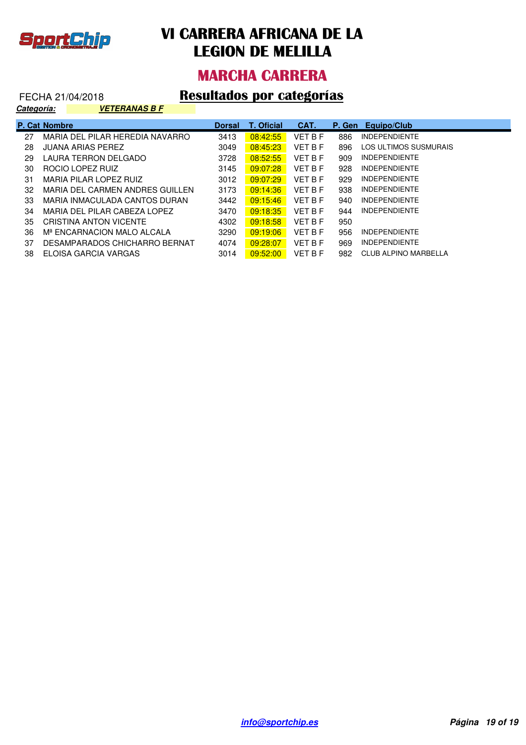# VI CARRERA AFRICANA DE LA LEGION DE MELILLA

## MARCHA CARRERA

FECHA 21/04/2018

## Resultados por categorías

***Categoría:*** ***VETERANAS B F***

| P. Cat | Nombre | Dorsal | T. Oficial | CAT. | P. Gen | Equipo/Club |
|---|---|---|---|---|---|---|
| 27 | MARIA DEL PILAR HEREDIA NAVARRO | 3413 | 08:42:55 | VET B F | 886 | INDEPENDIENTE |
| 28 | JUANA ARIAS PEREZ | 3049 | 08:45:23 | VET B F | 896 | LOS ULTIMOS SUSMURAIS |
| 29 | LAURA TERRON DELGADO | 3728 | 08:52:55 | VET B F | 909 | INDEPENDIENTE |
| 30 | ROCIO LOPEZ RUIZ | 3145 | 09:07:28 | VET B F | 928 | INDEPENDIENTE |
| 31 | MARIA PILAR LOPEZ RUIZ | 3012 | 09:07:29 | VET B F | 929 | INDEPENDIENTE |
| 32 | MARIA DEL CARMEN ANDRES GUILLEN | 3173 | 09:14:36 | VET B F | 938 | INDEPENDIENTE |
| 33 | MARIA INMACULADA CANTOS DURAN | 3442 | 09:15:46 | VET B F | 940 | INDEPENDIENTE |
| 34 | MARIA DEL PILAR CABEZA LOPEZ | 3470 | 09:18:35 | VET B F | 944 | INDEPENDIENTE |
| 35 | CRISTINA ANTON VICENTE | 4302 | 09:18:58 | VET B F | 950 | |
| 36 | Mª ENCARNACION MALO ALCALA | 3290 | 09:19:06 | VET B F | 956 | INDEPENDIENTE |
| 37 | DESAMPARADOS CHICHARRO BERNAT | 4074 | 09:28:07 | VET B F | 969 | INDEPENDIENTE |
| 38 | ELOISA GARCIA VARGAS | 3014 | 09:52:00 | VET B F | 982 | CLUB ALPINO MARBELLA |

***info@sportchip.es***